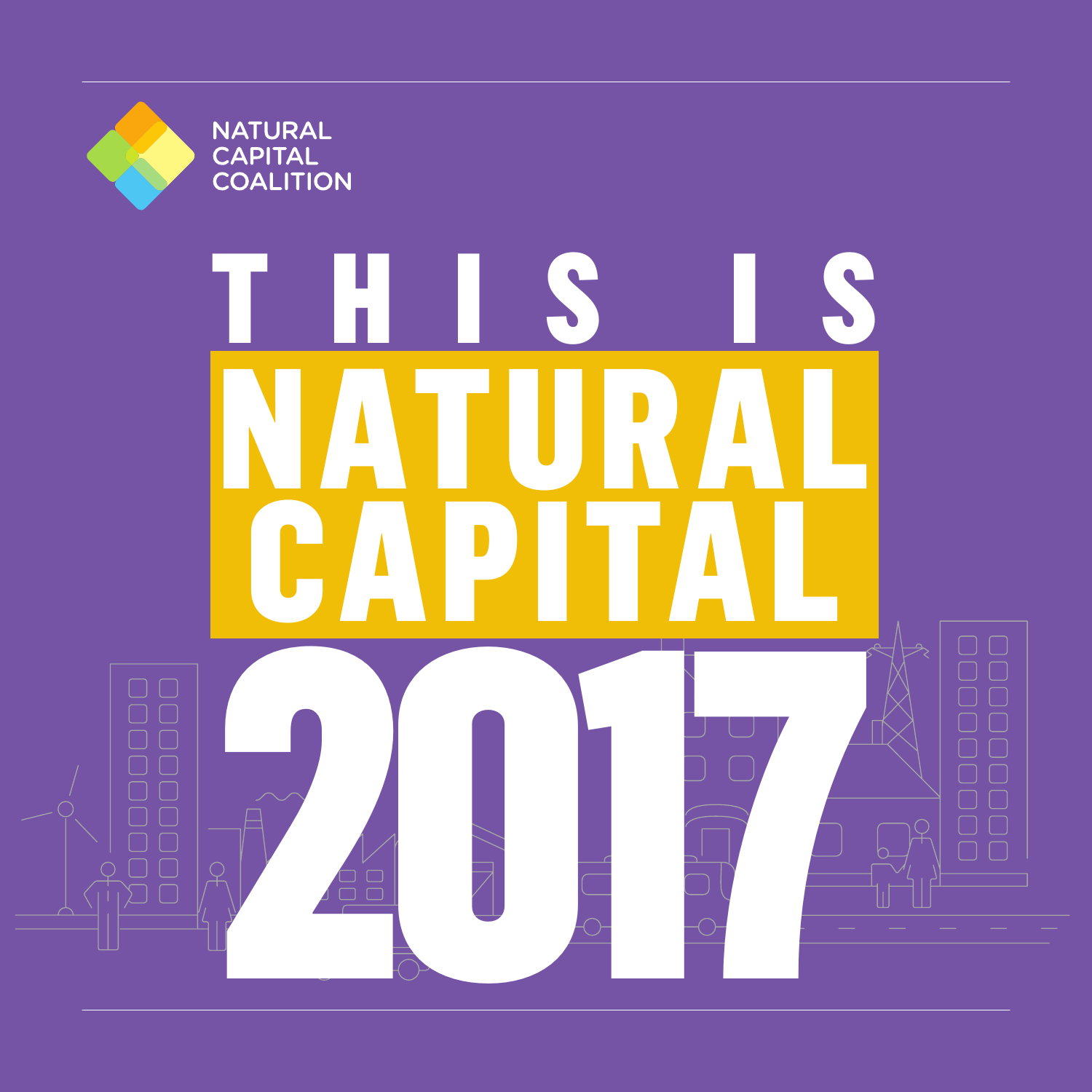NATURAL CAPITAL COALITION

# THIS IS NATURAL CAPITAL 2017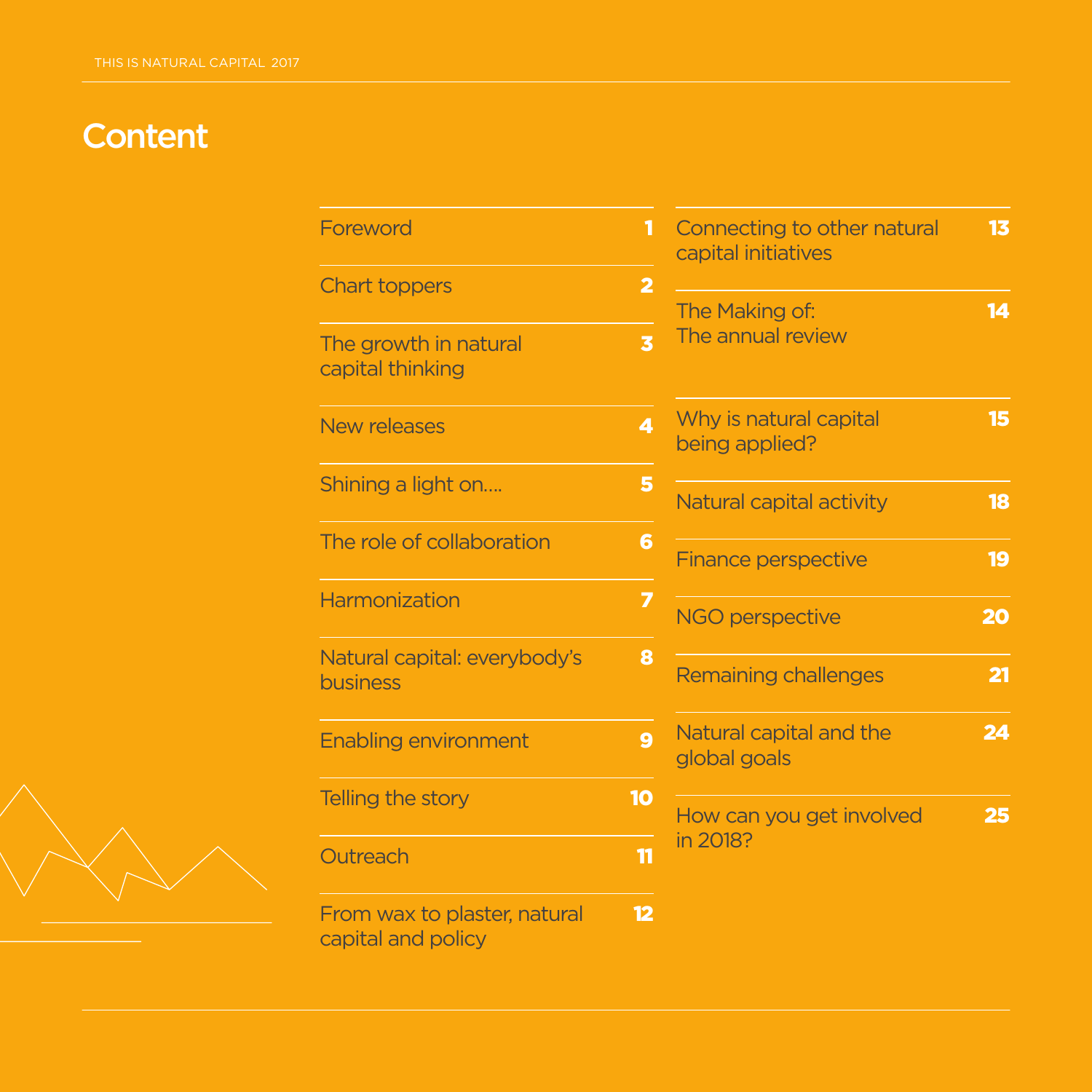# Content

| | |
|---|---|
| Foreword | 1 |
| Chart toppers | 2 |
| The growth in natural capital thinking | 3 |
| New releases | 4 |
| Shining a light on.... | 5 |
| The role of collaboration | 6 |
| Harmonization | 7 |
| Natural capital: everybody's business | 8 |
| Enabling environment | 9 |
| Telling the story | 10 |
| Outreach | 11 |
| From wax to plaster, natural capital and policy | 12 |
| Connecting to other natural capital initiatives | 13 |
| The Making of: The annual review | 14 |
| Why is natural capital being applied? | 15 |
| Natural capital activity | 18 |
| Finance perspective | 19 |
| NGO perspective | 20 |
| Remaining challenges | 21 |
| Natural capital and the global goals | 24 |
| How can you get involved in 2018? | 25 |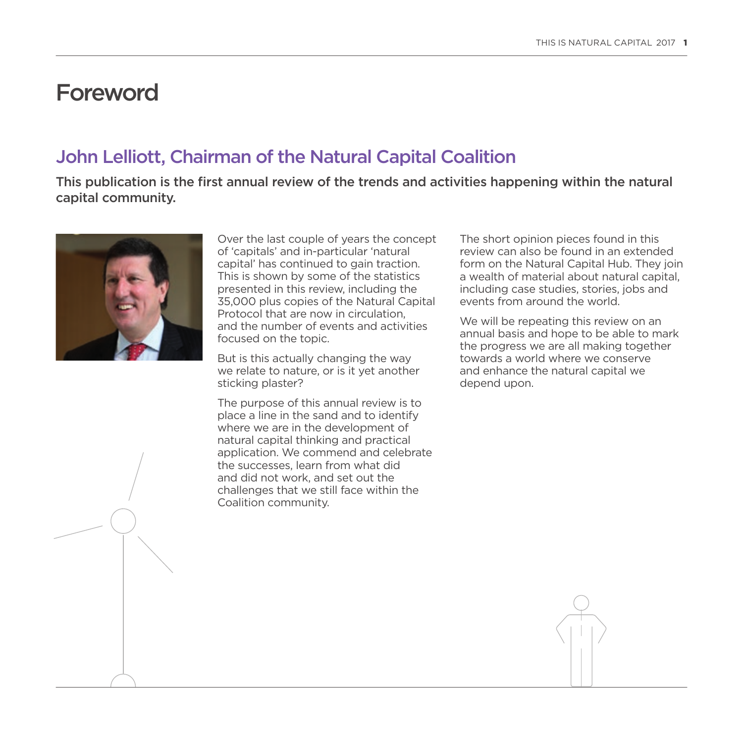# Foreword

## John Lelliott, Chairman of the Natural Capital Coalition

**This publication is the first annual review of the trends and activities happening within the natural capital community.**

Over the last couple of years the concept of 'capitals' and in-particular 'natural capital' has continued to gain traction. This is shown by some of the statistics presented in this review, including the 35,000 plus copies of the Natural Capital Protocol that are now in circulation, and the number of events and activities focused on the topic.

But is this actually changing the way we relate to nature, or is it yet another sticking plaster?

The purpose of this annual review is to place a line in the sand and to identify where we are in the development of natural capital thinking and practical application. We commend and celebrate the successes, learn from what did and did not work, and set out the challenges that we still face within the Coalition community.

The short opinion pieces found in this review can also be found in an extended form on the Natural Capital Hub. They join a wealth of material about natural capital, including case studies, stories, jobs and events from around the world.

We will be repeating this review on an annual basis and hope to be able to mark the progress we are all making together towards a world where we conserve and enhance the natural capital we depend upon.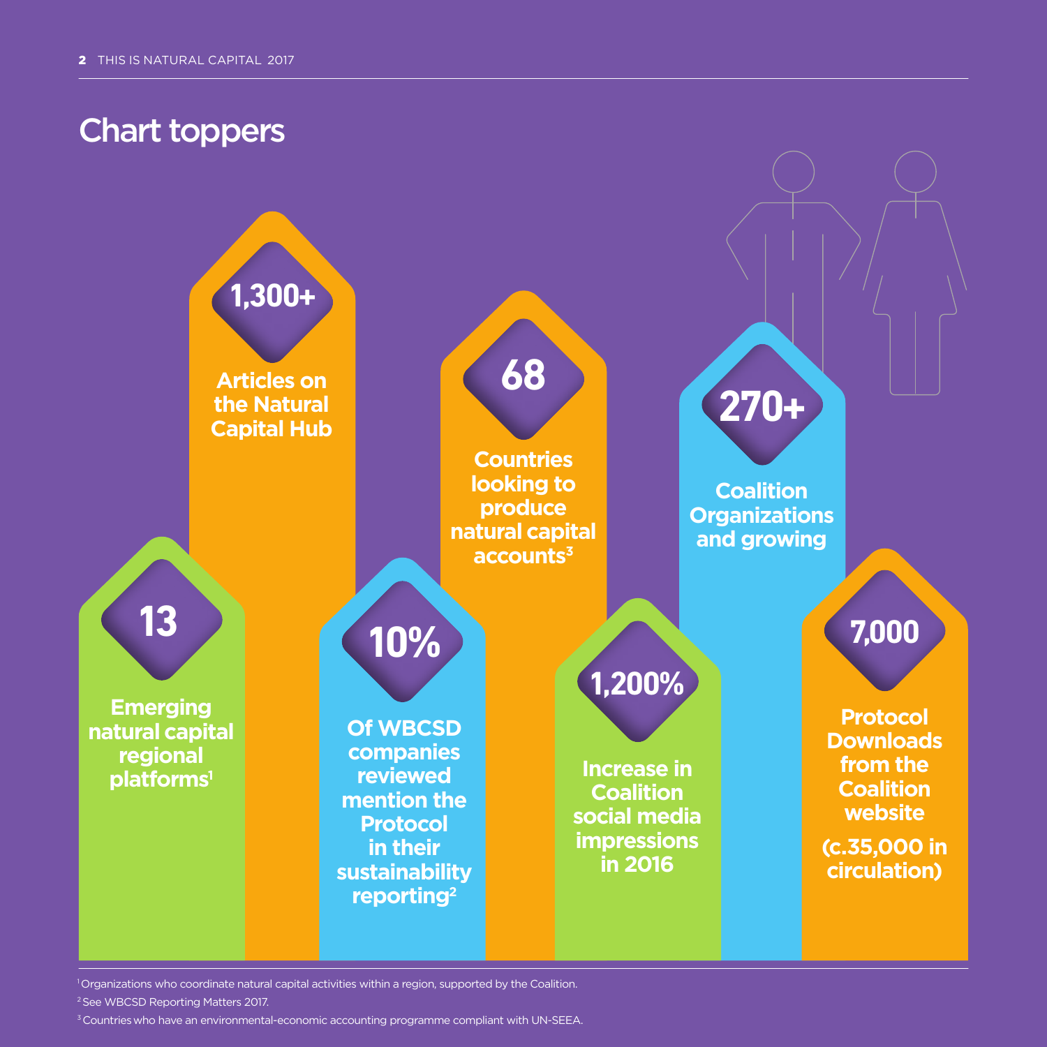## Chart toppers

**1,300+**
Articles on the Natural Capital Hub

**68**
Countries looking to produce natural capital accounts[3]

**270+**
Coalition Organizations and growing

**13**
Emerging natural capital regional platforms[1]

**10%**
Of WBCSD companies reviewed mention the Protocol in their sustainability reporting[2]

**1,200%**
Increase in Coalition social media impressions in 2016

**7,000**
Protocol Downloads from the Coalition website

(c.35,000 in circulation)

[1] Organizations who coordinate natural capital activities within a region, supported by the Coalition.

[2] See WBCSD Reporting Matters 2017.

[3] Countries who have an environmental-economic accounting programme compliant with UN-SEEA.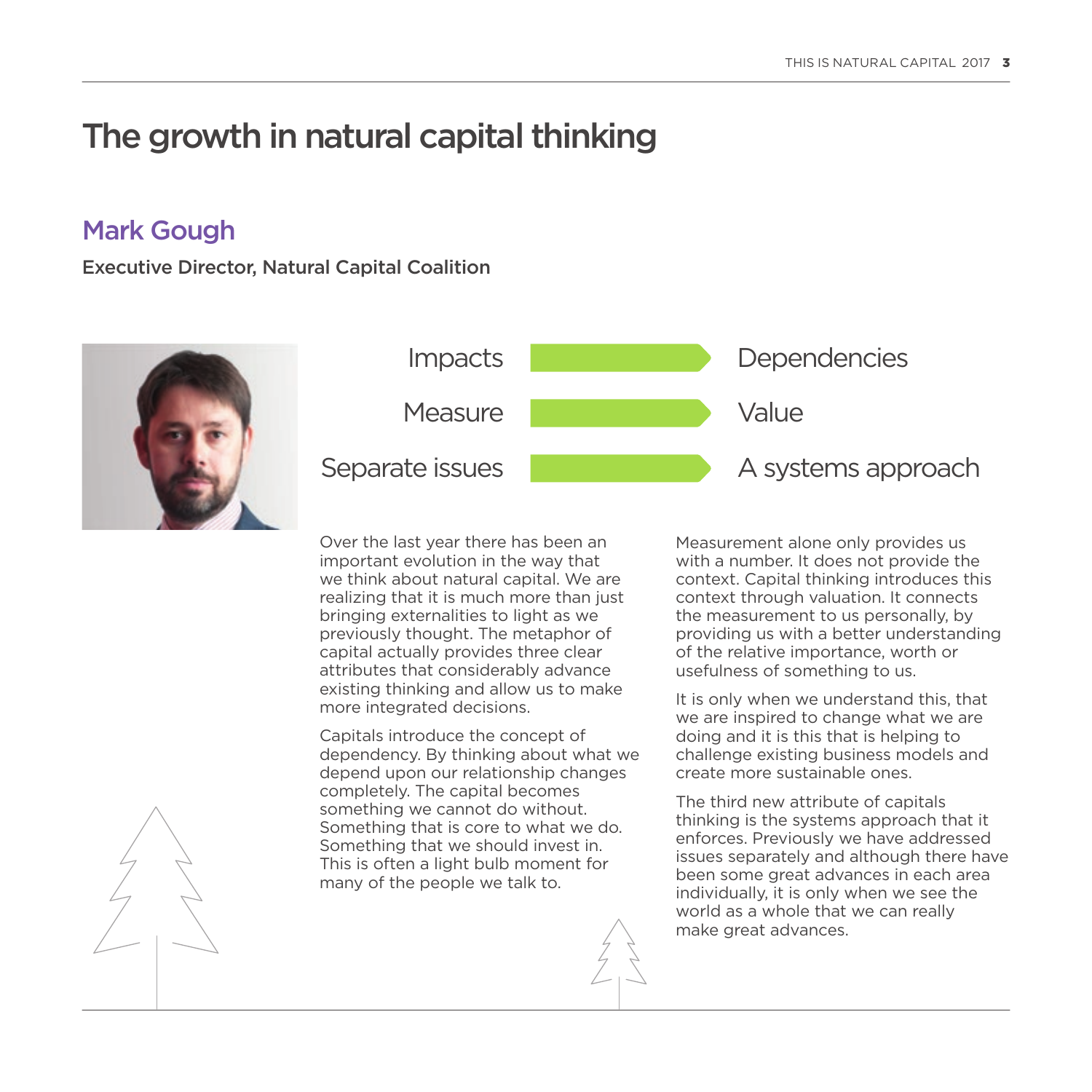# The growth in natural capital thinking

## Mark Gough

**Executive Director, Natural Capital Coalition**

Impacts → Dependencies

Measure → Value

Separate issues → A systems approach

Over the last year there has been an important evolution in the way that we think about natural capital. We are realizing that it is much more than just bringing externalities to light as we previously thought. The metaphor of capital actually provides three clear attributes that considerably advance existing thinking and allow us to make more integrated decisions.

Capitals introduce the concept of dependency. By thinking about what we depend upon our relationship changes completely. The capital becomes something we cannot do without. Something that is core to what we do. Something that we should invest in. This is often a light bulb moment for many of the people we talk to.

Measurement alone only provides us with a number. It does not provide the context. Capital thinking introduces this context through valuation. It connects the measurement to us personally, by providing us with a better understanding of the relative importance, worth or usefulness of something to us.

It is only when we understand this, that we are inspired to change what we are doing and it is this that is helping to challenge existing business models and create more sustainable ones.

The third new attribute of capitals thinking is the systems approach that it enforces. Previously we have addressed issues separately and although there have been some great advances in each area individually, it is only when we see the world as a whole that we can really make great advances.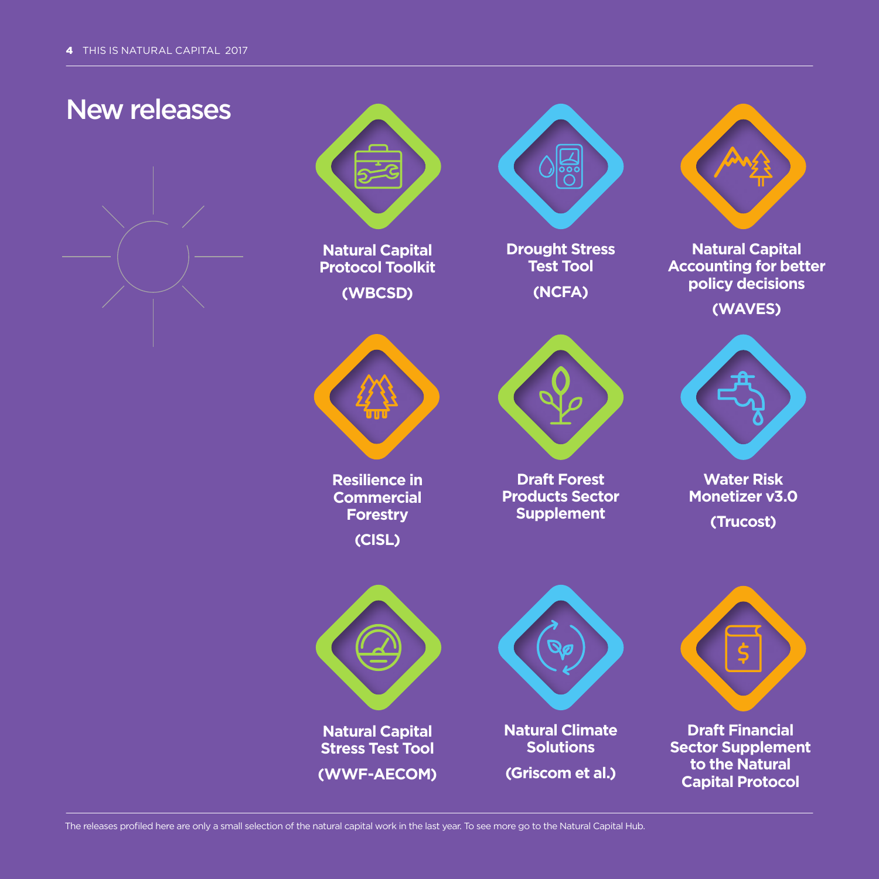# New releases

**Natural Capital Protocol Toolkit**

**(WBCSD)**

**Drought Stress Test Tool**

**(NCFA)**

**Natural Capital Accounting for better policy decisions**

**(WAVES)**

**Resilience in Commercial Forestry**

**(CISL)**

**Draft Forest Products Sector Supplement**

**Water Risk Monetizer v3.0**

**(Trucost)**

**Natural Capital Stress Test Tool**

**(WWF-AECOM)**

**Natural Climate Solutions**

**(Griscom et al.)**

**Draft Financial Sector Supplement to the Natural Capital Protocol**

The releases profiled here are only a small selection of the natural capital work in the last year. To see more go to the Natural Capital Hub.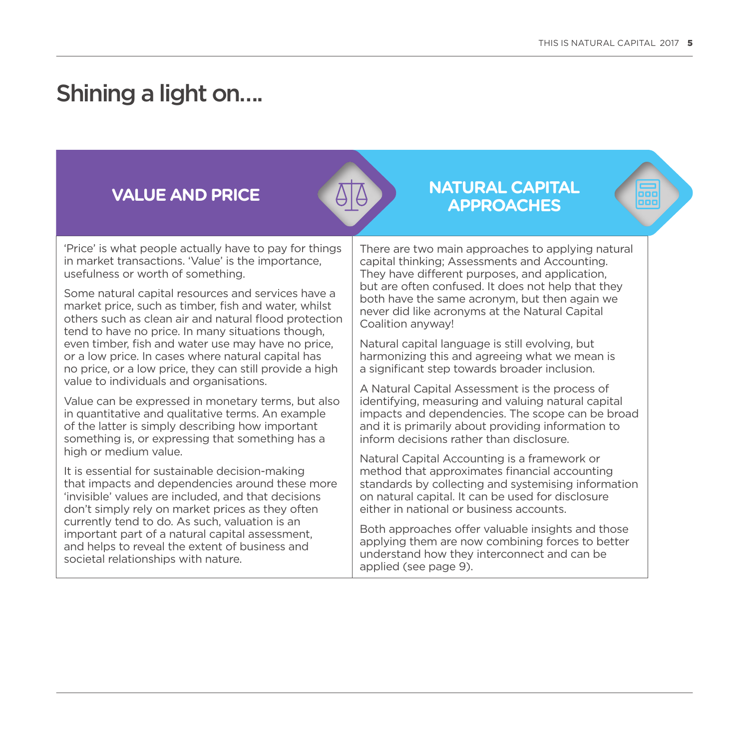# Shining a light on....

## VALUE AND PRICE

'Price' is what people actually have to pay for things in market transactions. 'Value' is the importance, usefulness or worth of something.

Some natural capital resources and services have a market price, such as timber, fish and water, whilst others such as clean air and natural flood protection tend to have no price. In many situations though, even timber, fish and water use may have no price, or a low price. In cases where natural capital has no price, or a low price, they can still provide a high value to individuals and organisations.

Value can be expressed in monetary terms, but also in quantitative and qualitative terms. An example of the latter is simply describing how important something is, or expressing that something has a high or medium value.

It is essential for sustainable decision-making that impacts and dependencies around these more 'invisible' values are included, and that decisions don't simply rely on market prices as they often currently tend to do. As such, valuation is an important part of a natural capital assessment, and helps to reveal the extent of business and societal relationships with nature.

## NATURAL CAPITAL APPROACHES

There are two main approaches to applying natural capital thinking; Assessments and Accounting. They have different purposes, and application, but are often confused. It does not help that they both have the same acronym, but then again we never did like acronyms at the Natural Capital Coalition anyway!

Natural capital language is still evolving, but harmonizing this and agreeing what we mean is a significant step towards broader inclusion.

A Natural Capital Assessment is the process of identifying, measuring and valuing natural capital impacts and dependencies. The scope can be broad and it is primarily about providing information to inform decisions rather than disclosure.

Natural Capital Accounting is a framework or method that approximates financial accounting standards by collecting and systemising information on natural capital. It can be used for disclosure either in national or business accounts.

Both approaches offer valuable insights and those applying them are now combining forces to better understand how they interconnect and can be applied (see page 9).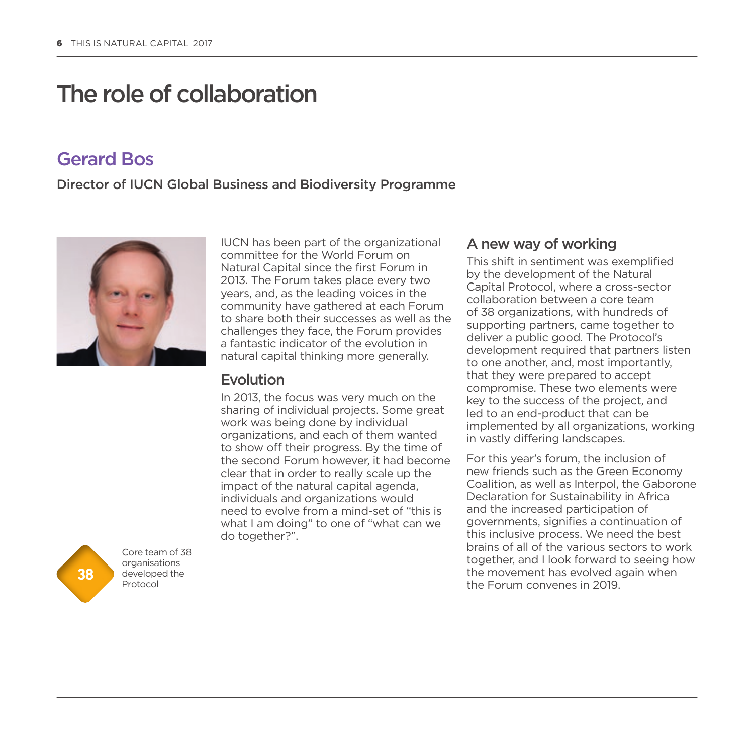# The role of collaboration

## Gerard Bos

**Director of IUCN Global Business and Biodiversity Programme**

IUCN has been part of the organizational committee for the World Forum on Natural Capital since the first Forum in 2013. The Forum takes place every two years, and, as the leading voices in the community have gathered at each Forum to share both their successes as well as the challenges they face, the Forum provides a fantastic indicator of the evolution in natural capital thinking more generally.

### Evolution

In 2013, the focus was very much on the sharing of individual projects. Some great work was being done by individual organizations, and each of them wanted to show off their progress. By the time of the second Forum however, it had become clear that in order to really scale up the impact of the natural capital agenda, individuals and organizations would need to evolve from a mind-set of "this is what I am doing" to one of "what can we do together?".

**38** Core team of 38 organisations developed the Protocol

### A new way of working

This shift in sentiment was exemplified by the development of the Natural Capital Protocol, where a cross-sector collaboration between a core team of 38 organizations, with hundreds of supporting partners, came together to deliver a public good. The Protocol's development required that partners listen to one another, and, most importantly, that they were prepared to accept compromise. These two elements were key to the success of the project, and led to an end-product that can be implemented by all organizations, working in vastly differing landscapes.

For this year's forum, the inclusion of new friends such as the Green Economy Coalition, as well as Interpol, the Gaborone Declaration for Sustainability in Africa and the increased participation of governments, signifies a continuation of this inclusive process. We need the best brains of all of the various sectors to work together, and I look forward to seeing how the movement has evolved again when the Forum convenes in 2019.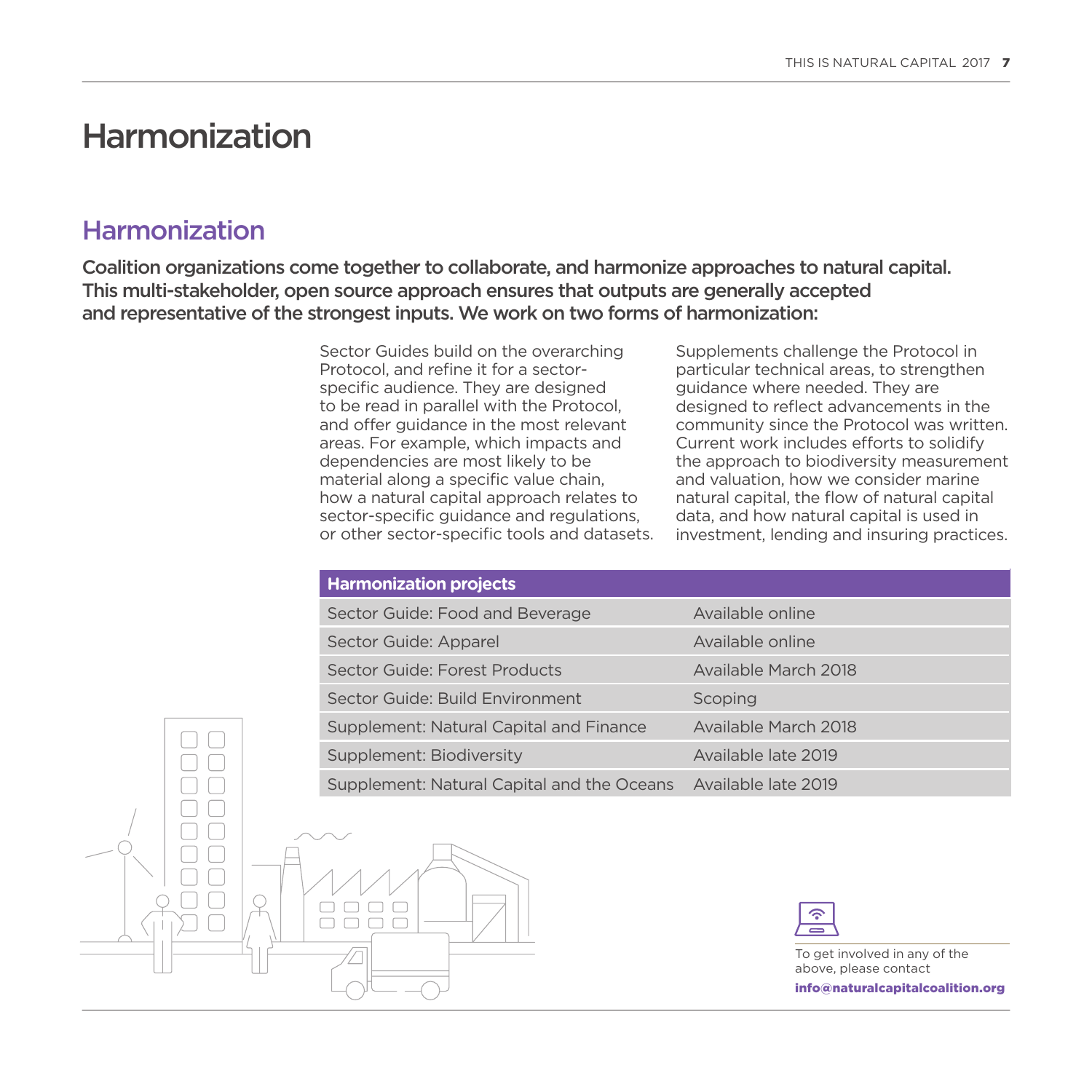# Harmonization

## Harmonization

**Coalition organizations come together to collaborate, and harmonize approaches to natural capital. This multi-stakeholder, open source approach ensures that outputs are generally accepted and representative of the strongest inputs. We work on two forms of harmonization:**

Sector Guides build on the overarching Protocol, and refine it for a sector-specific audience. They are designed to be read in parallel with the Protocol, and offer guidance in the most relevant areas. For example, which impacts and dependencies are most likely to be material along a specific value chain, how a natural capital approach relates to sector-specific guidance and regulations, or other sector-specific tools and datasets.

Supplements challenge the Protocol in particular technical areas, to strengthen guidance where needed. They are designed to reflect advancements in the community since the Protocol was written. Current work includes efforts to solidify the approach to biodiversity measurement and valuation, how we consider marine natural capital, the flow of natural capital data, and how natural capital is used in investment, lending and insuring practices.

| Harmonization projects | |
|---|---|
| Sector Guide: Food and Beverage | Available online |
| Sector Guide: Apparel | Available online |
| Sector Guide: Forest Products | Available March 2018 |
| Sector Guide: Build Environment | Scoping |
| Supplement: Natural Capital and Finance | Available March 2018 |
| Supplement: Biodiversity | Available late 2019 |
| Supplement: Natural Capital and the Oceans | Available late 2019 |

To get involved in any of the above, please contact **info@naturalcapitalcoalition.org**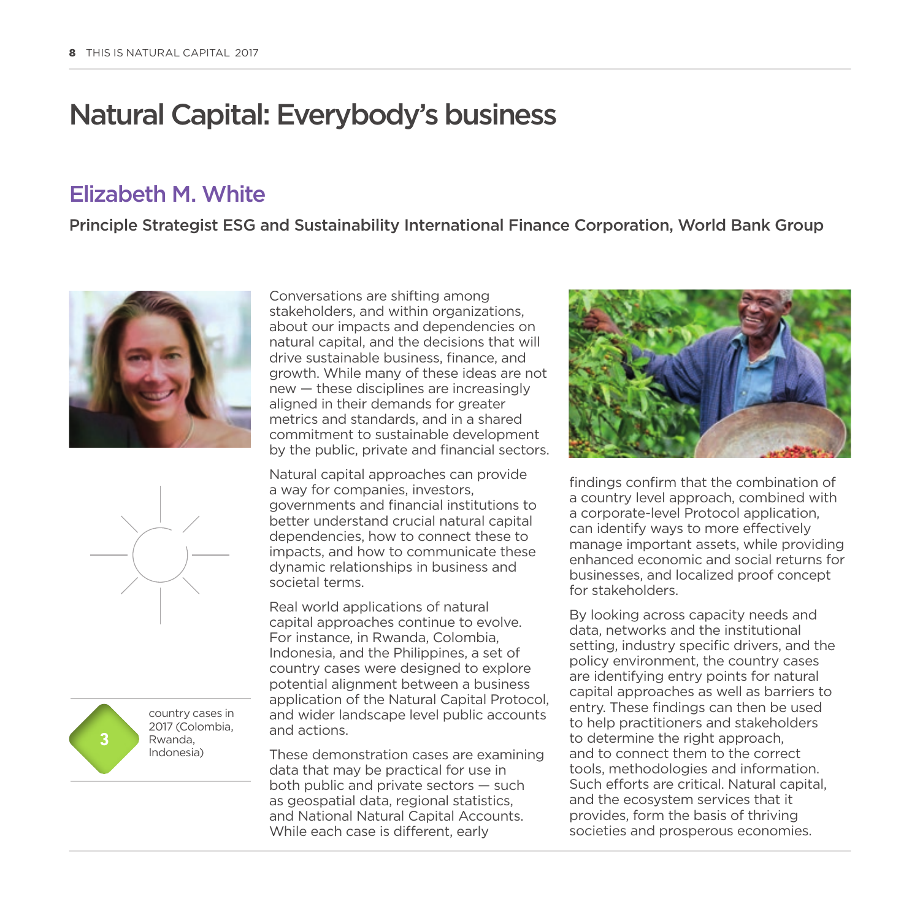# Natural Capital: Everybody's business

## Elizabeth M. White

**Principle Strategist ESG and Sustainability International Finance Corporation, World Bank Group**

**3** country cases in 2017 (Colombia, Rwanda, Indonesia)

Conversations are shifting among stakeholders, and within organizations, about our impacts and dependencies on natural capital, and the decisions that will drive sustainable business, finance, and growth. While many of these ideas are not new — these disciplines are increasingly aligned in their demands for greater metrics and standards, and in a shared commitment to sustainable development by the public, private and financial sectors.

Natural capital approaches can provide a way for companies, investors, governments and financial institutions to better understand crucial natural capital dependencies, how to connect these to impacts, and how to communicate these dynamic relationships in business and societal terms.

Real world applications of natural capital approaches continue to evolve. For instance, in Rwanda, Colombia, Indonesia, and the Philippines, a set of country cases were designed to explore potential alignment between a business application of the Natural Capital Protocol, and wider landscape level public accounts and actions.

These demonstration cases are examining data that may be practical for use in both public and private sectors — such as geospatial data, regional statistics, and National Natural Capital Accounts. While each case is different, early findings confirm that the combination of a country level approach, combined with a corporate-level Protocol application, can identify ways to more effectively manage important assets, while providing enhanced economic and social returns for businesses, and localized proof concept for stakeholders.

By looking across capacity needs and data, networks and the institutional setting, industry specific drivers, and the policy environment, the country cases are identifying entry points for natural capital approaches as well as barriers to entry. These findings can then be used to help practitioners and stakeholders to determine the right approach, and to connect them to the correct tools, methodologies and information. Such efforts are critical. Natural capital, and the ecosystem services that it provides, form the basis of thriving societies and prosperous economies.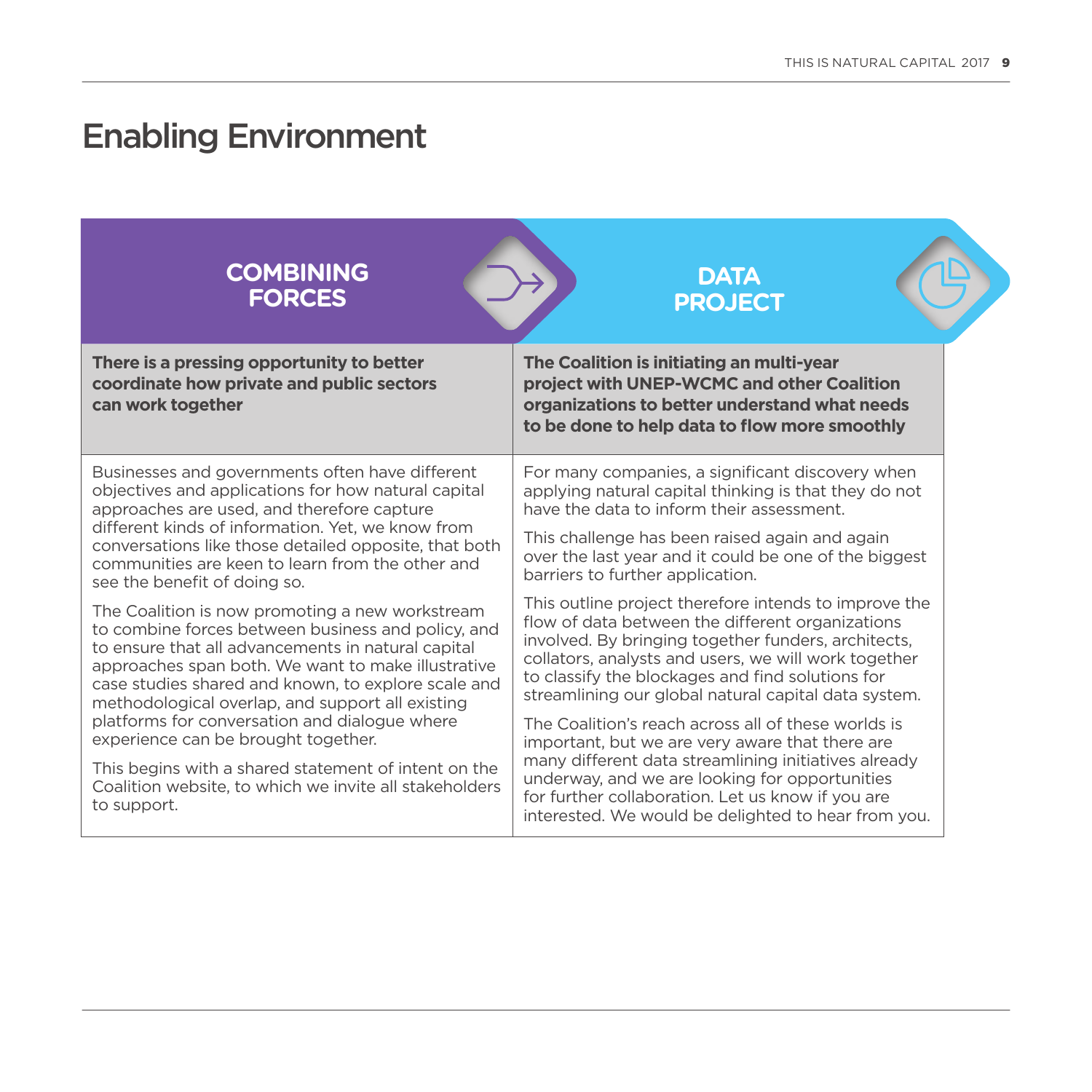# Enabling Environment

## COMBINING FORCES

**There is a pressing opportunity to better coordinate how private and public sectors can work together**

Businesses and governments often have different objectives and applications for how natural capital approaches are used, and therefore capture different kinds of information. Yet, we know from conversations like those detailed opposite, that both communities are keen to learn from the other and see the benefit of doing so.

The Coalition is now promoting a new workstream to combine forces between business and policy, and to ensure that all advancements in natural capital approaches span both. We want to make illustrative case studies shared and known, to explore scale and methodological overlap, and support all existing platforms for conversation and dialogue where experience can be brought together.

This begins with a shared statement of intent on the Coalition website, to which we invite all stakeholders to support.

## DATA PROJECT

**The Coalition is initiating an multi-year project with UNEP-WCMC and other Coalition organizations to better understand what needs to be done to help data to flow more smoothly**

For many companies, a significant discovery when applying natural capital thinking is that they do not have the data to inform their assessment.

This challenge has been raised again and again over the last year and it could be one of the biggest barriers to further application.

This outline project therefore intends to improve the flow of data between the different organizations involved. By bringing together funders, architects, collators, analysts and users, we will work together to classify the blockages and find solutions for streamlining our global natural capital data system.

The Coalition's reach across all of these worlds is important, but we are very aware that there are many different data streamlining initiatives already underway, and we are looking for opportunities for further collaboration. Let us know if you are interested. We would be delighted to hear from you.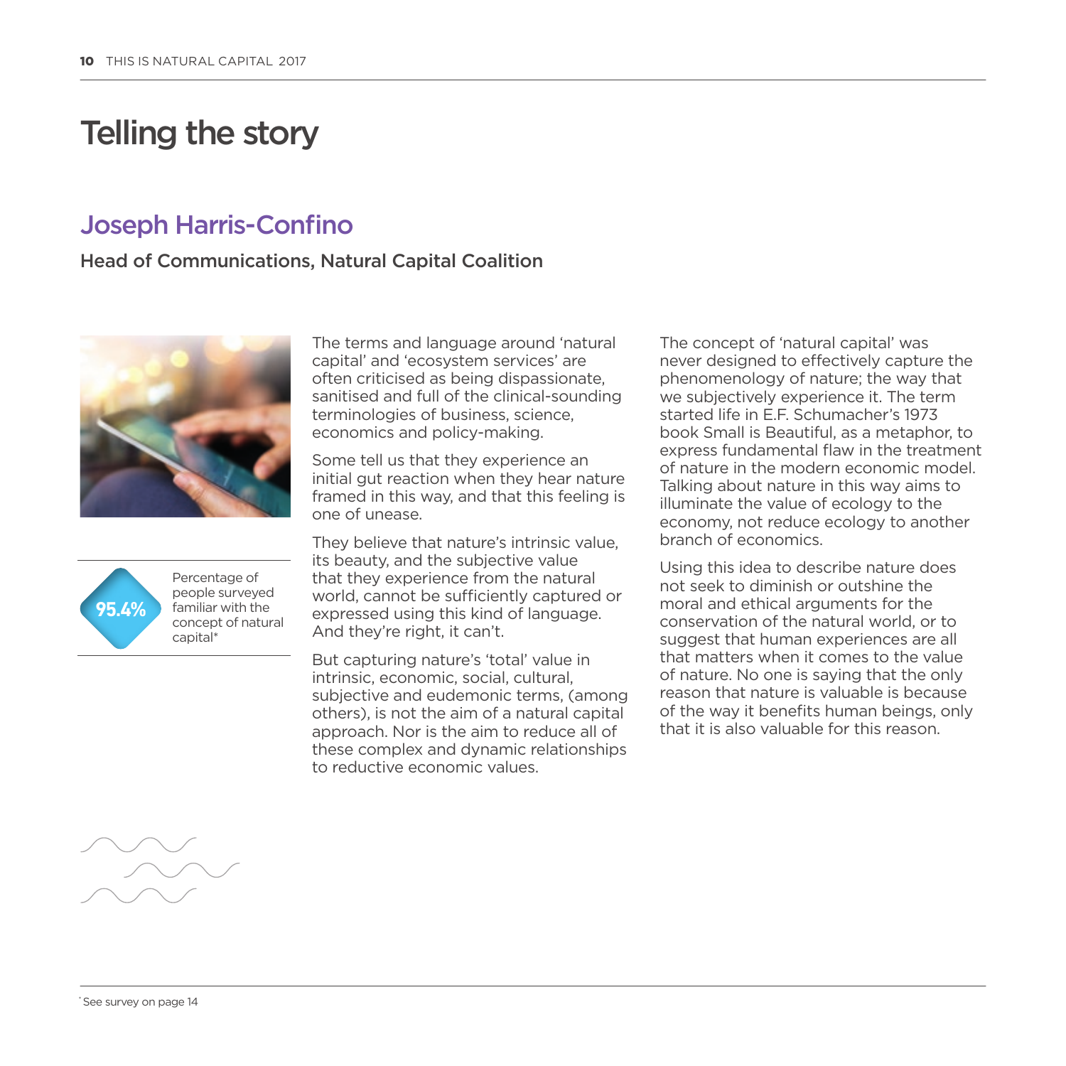# Telling the story

## Joseph Harris-Confino

**Head of Communications, Natural Capital Coalition**

**95.4%** Percentage of people surveyed familiar with the concept of natural capital*

The terms and language around 'natural capital' and 'ecosystem services' are often criticised as being dispassionate, sanitised and full of the clinical-sounding terminologies of business, science, economics and policy-making.

Some tell us that they experience an initial gut reaction when they hear nature framed in this way, and that this feeling is one of unease.

They believe that nature's intrinsic value, its beauty, and the subjective value that they experience from the natural world, cannot be sufficiently captured or expressed using this kind of language. And they're right, it can't.

But capturing nature's 'total' value in intrinsic, economic, social, cultural, subjective and eudemonic terms, (among others), is not the aim of a natural capital approach. Nor is the aim to reduce all of these complex and dynamic relationships to reductive economic values.

The concept of 'natural capital' was never designed to effectively capture the phenomenology of nature; the way that we subjectively experience it. The term started life in E.F. Schumacher's 1973 book Small is Beautiful, as a metaphor, to express fundamental flaw in the treatment of nature in the modern economic model. Talking about nature in this way aims to illuminate the value of ecology to the economy, not reduce ecology to another branch of economics.

Using this idea to describe nature does not seek to diminish or outshine the moral and ethical arguments for the conservation of the natural world, or to suggest that human experiences are all that matters when it comes to the value of nature. No one is saying that the only reason that nature is valuable is because of the way it benefits human beings, only that it is also valuable for this reason.

* See survey on page 14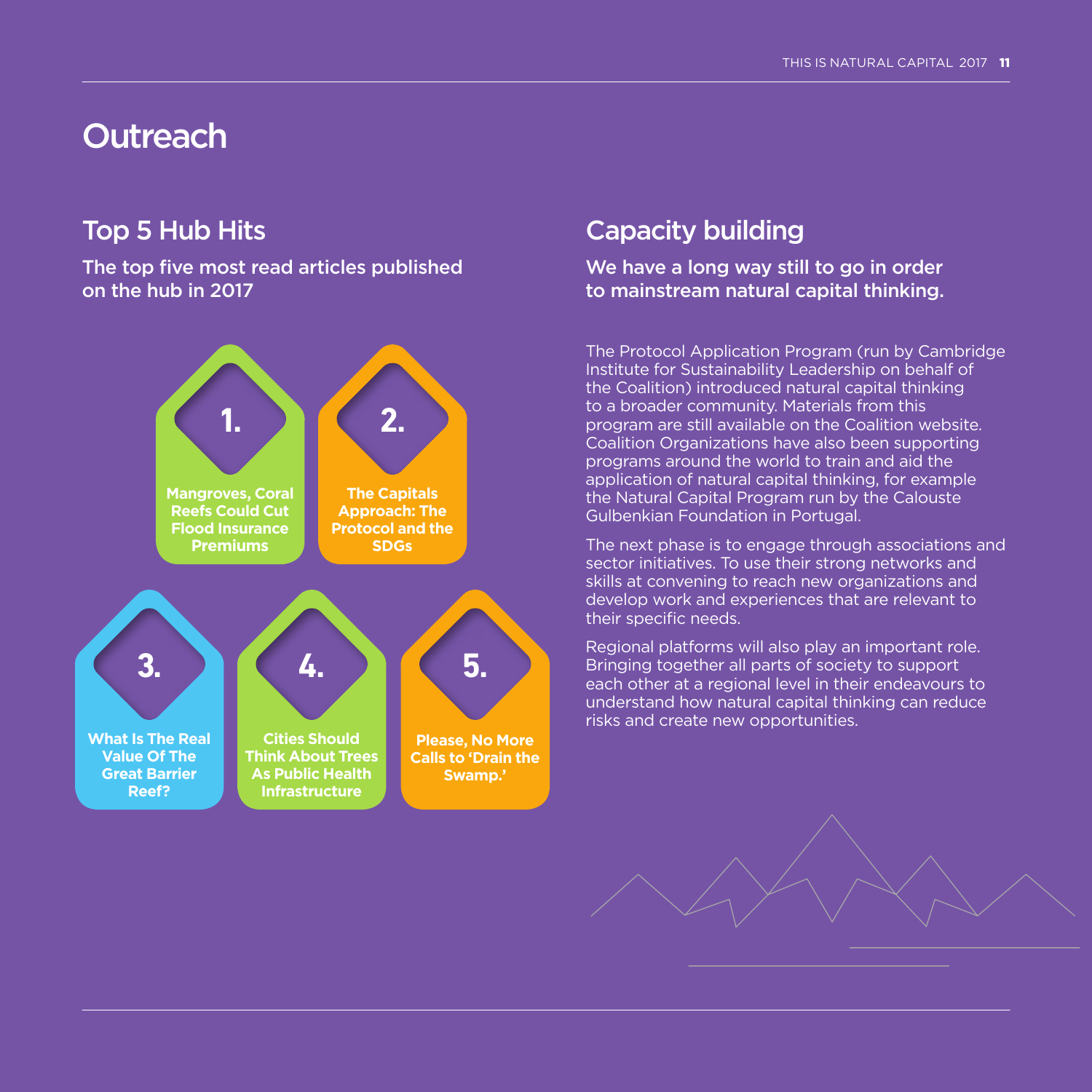# Outreach

## Top 5 Hub Hits

**The top five most read articles published on the hub in 2017**

1. **Mangroves, Coral Reefs Could Cut Flood Insurance Premiums**
2. **The Capitals Approach: The Protocol and the SDGs**
3. **What Is The Real Value Of The Great Barrier Reef?**
4. **Cities Should Think About Trees As Public Health Infrastructure**
5. **Please, No More Calls to 'Drain the Swamp.'**

## Capacity building

**We have a long way still to go in order to mainstream natural capital thinking.**

The Protocol Application Program (run by Cambridge Institute for Sustainability Leadership on behalf of the Coalition) introduced natural capital thinking to a broader community. Materials from this program are still available on the Coalition website. Coalition Organizations have also been supporting programs around the world to train and aid the application of natural capital thinking, for example the Natural Capital Program run by the Calouste Gulbenkian Foundation in Portugal.

The next phase is to engage through associations and sector initiatives. To use their strong networks and skills at convening to reach new organizations and develop work and experiences that are relevant to their specific needs.

Regional platforms will also play an important role. Bringing together all parts of society to support each other at a regional level in their endeavours to understand how natural capital thinking can reduce risks and create new opportunities.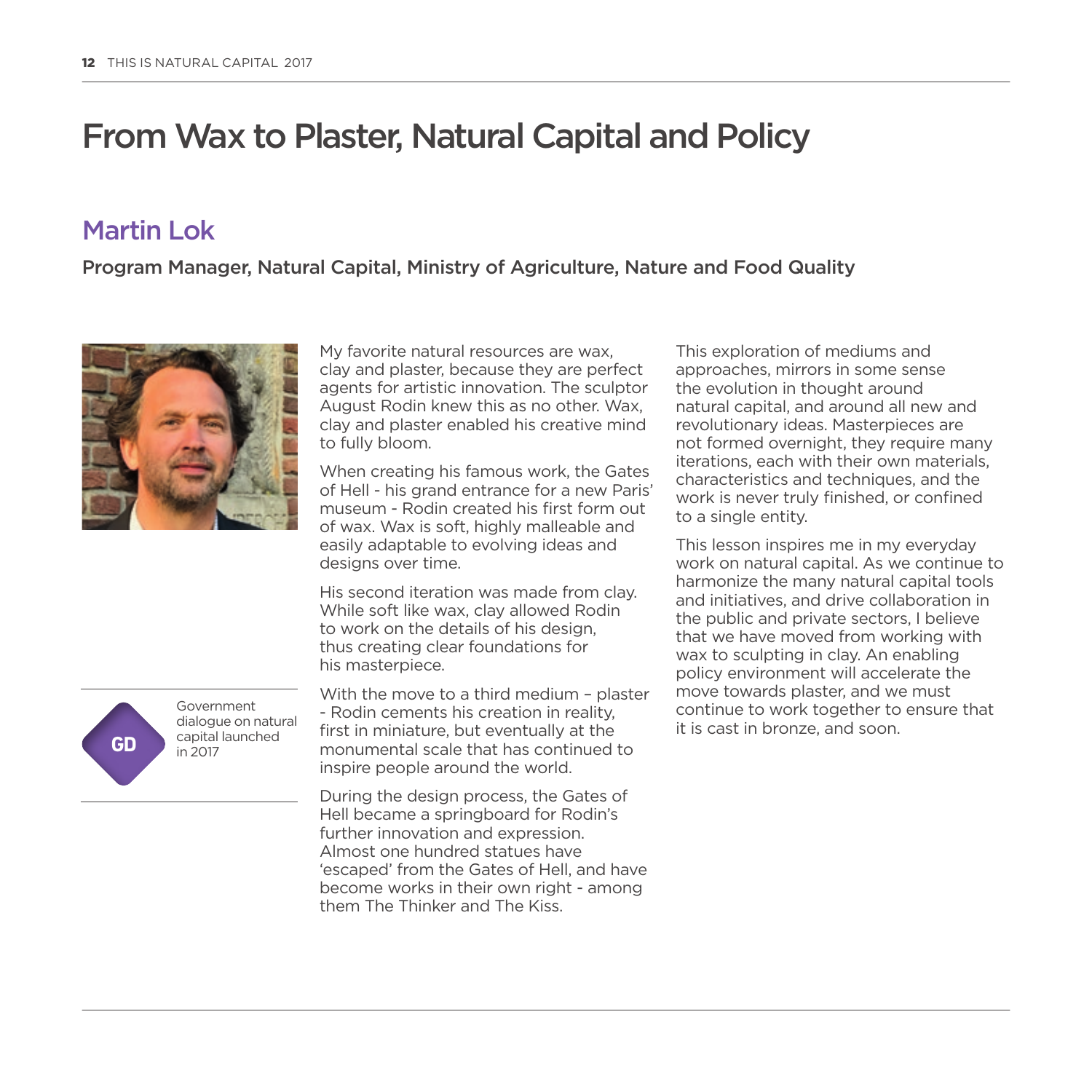# From Wax to Plaster, Natural Capital and Policy

## Martin Lok

**Program Manager, Natural Capital, Ministry of Agriculture, Nature and Food Quality**

My favorite natural resources are wax, clay and plaster, because they are perfect agents for artistic innovation. The sculptor August Rodin knew this as no other. Wax, clay and plaster enabled his creative mind to fully bloom.

When creating his famous work, the Gates of Hell - his grand entrance for a new Paris' museum - Rodin created his first form out of wax. Wax is soft, highly malleable and easily adaptable to evolving ideas and designs over time.

His second iteration was made from clay. While soft like wax, clay allowed Rodin to work on the details of his design, thus creating clear foundations for his masterpiece.

With the move to a third medium – plaster - Rodin cements his creation in reality, first in miniature, but eventually at the monumental scale that has continued to inspire people around the world.

During the design process, the Gates of Hell became a springboard for Rodin's further innovation and expression. Almost one hundred statues have 'escaped' from the Gates of Hell, and have become works in their own right - among them The Thinker and The Kiss.

This exploration of mediums and approaches, mirrors in some sense the evolution in thought around natural capital, and around all new and revolutionary ideas. Masterpieces are not formed overnight, they require many iterations, each with their own materials, characteristics and techniques, and the work is never truly finished, or confined to a single entity.

This lesson inspires me in my everyday work on natural capital. As we continue to harmonize the many natural capital tools and initiatives, and drive collaboration in the public and private sectors, I believe that we have moved from working with wax to sculpting in clay. An enabling policy environment will accelerate the move towards plaster, and we must continue to work together to ensure that it is cast in bronze, and soon.

GD — Government dialogue on natural capital launched in 2017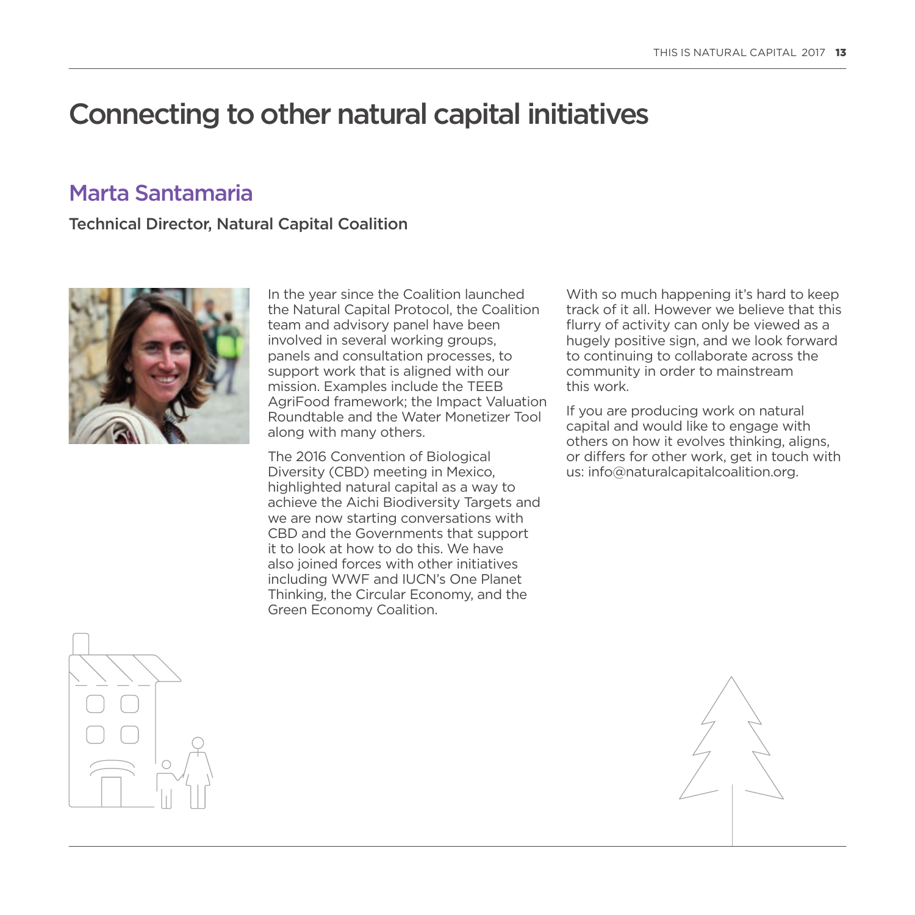# Connecting to other natural capital initiatives

## Marta Santamaria

**Technical Director, Natural Capital Coalition**

In the year since the Coalition launched the Natural Capital Protocol, the Coalition team and advisory panel have been involved in several working groups, panels and consultation processes, to support work that is aligned with our mission. Examples include the TEEB AgriFood framework; the Impact Valuation Roundtable and the Water Monetizer Tool along with many others.

The 2016 Convention of Biological Diversity (CBD) meeting in Mexico, highlighted natural capital as a way to achieve the Aichi Biodiversity Targets and we are now starting conversations with CBD and the Governments that support it to look at how to do this. We have also joined forces with other initiatives including WWF and IUCN's One Planet Thinking, the Circular Economy, and the Green Economy Coalition.

With so much happening it's hard to keep track of it all. However we believe that this flurry of activity can only be viewed as a hugely positive sign, and we look forward to continuing to collaborate across the community in order to mainstream this work.

If you are producing work on natural capital and would like to engage with others on how it evolves thinking, aligns, or differs for other work, get in touch with us: info@naturalcapitalcoalition.org.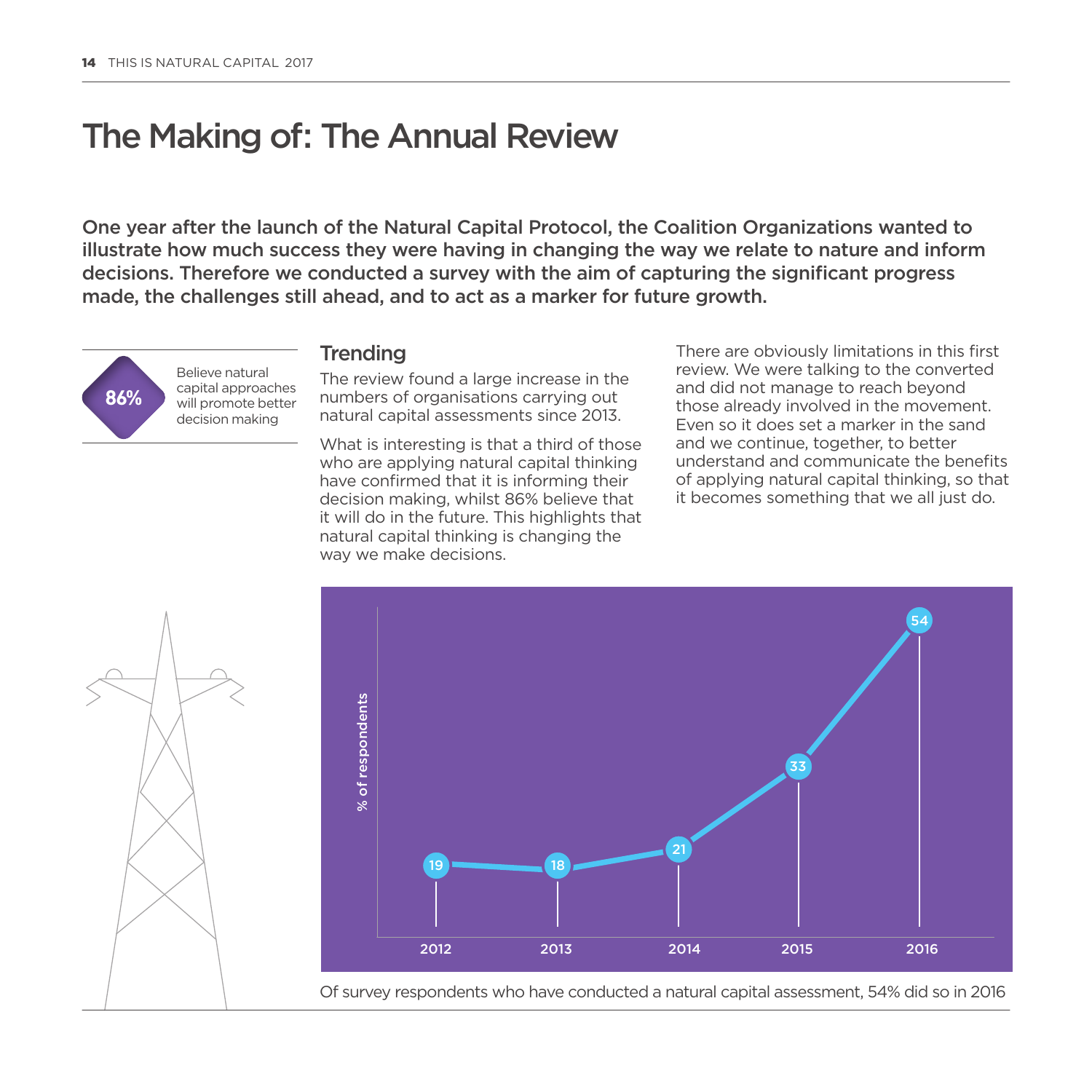# The Making of: The Annual Review

**One year after the launch of the Natural Capital Protocol, the Coalition Organizations wanted to illustrate how much success they were having in changing the way we relate to nature and inform decisions. Therefore we conducted a survey with the aim of capturing the significant progress made, the challenges still ahead, and to act as a marker for future growth.**

**86%** Believe natural capital approaches will promote better decision making

## Trending

The review found a large increase in the numbers of organisations carrying out natural capital assessments since 2013.

What is interesting is that a third of those who are applying natural capital thinking have confirmed that it is informing their decision making, whilst 86% believe that it will do in the future. This highlights that natural capital thinking is changing the way we make decisions.

There are obviously limitations in this first review. We were talking to the converted and did not manage to reach beyond those already involved in the movement. Even so it does set a marker in the sand and we continue, together, to better understand and communicate the benefits of applying natural capital thinking, so that it becomes something that we all just do.

| Year | % of respondents |
|---|---|
| 2012 | 19 |
| 2013 | 18 |
| 2014 | 21 |
| 2015 | 33 |
| 2016 | 54 |

Of survey respondents who have conducted a natural capital assessment, 54% did so in 2016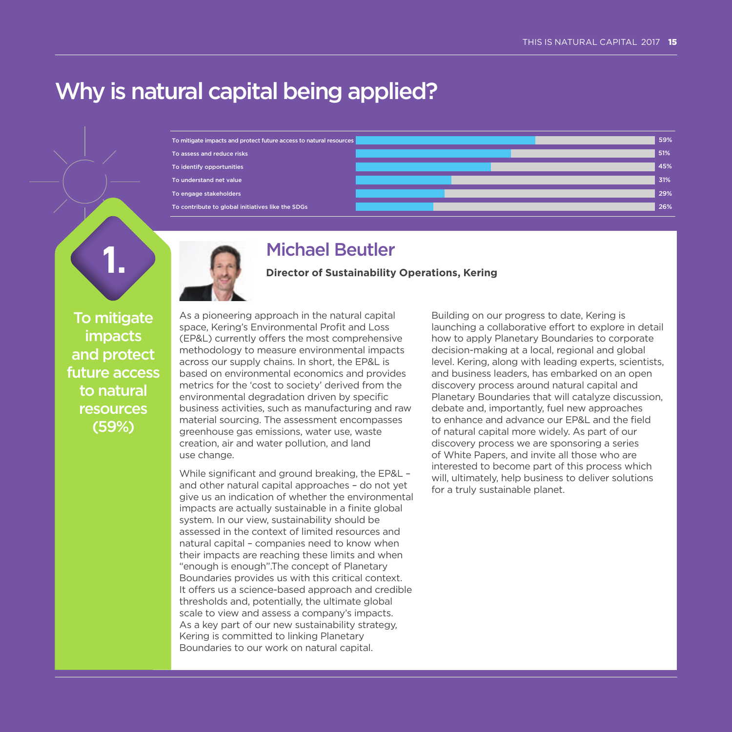# Why is natural capital being applied?

| Reason | Percentage |
| --- | --- |
| To mitigate impacts and protect future access to natural resources | 59% |
| To assess and reduce risks | 51% |
| To identify opportunities | 45% |
| To understand net value | 31% |
| To engage stakeholders | 29% |
| To contribute to global initiatives like the SDGs | 26% |

## 1. To mitigate impacts and protect future access to natural resources (59%)

## Michael Beutler

**Director of Sustainability Operations, Kering**

As a pioneering approach in the natural capital space, Kering's Environmental Profit and Loss (EP&L) currently offers the most comprehensive methodology to measure environmental impacts across our supply chains. In short, the EP&L is based on environmental economics and provides metrics for the 'cost to society' derived from the environmental degradation driven by specific business activities, such as manufacturing and raw material sourcing. The assessment encompasses greenhouse gas emissions, water use, waste creation, air and water pollution, and land use change.

While significant and ground breaking, the EP&L – and other natural capital approaches – do not yet give us an indication of whether the environmental impacts are actually sustainable in a finite global system. In our view, sustainability should be assessed in the context of limited resources and natural capital – companies need to know when their impacts are reaching these limits and when "enough is enough".The concept of Planetary Boundaries provides us with this critical context. It offers us a science-based approach and credible thresholds and, potentially, the ultimate global scale to view and assess a company's impacts. As a key part of our new sustainability strategy, Kering is committed to linking Planetary Boundaries to our work on natural capital.

Building on our progress to date, Kering is launching a collaborative effort to explore in detail how to apply Planetary Boundaries to corporate decision-making at a local, regional and global level. Kering, along with leading experts, scientists, and business leaders, has embarked on an open discovery process around natural capital and Planetary Boundaries that will catalyze discussion, debate and, importantly, fuel new approaches to enhance and advance our EP&L and the field of natural capital more widely. As part of our discovery process we are sponsoring a series of White Papers, and invite all those who are interested to become part of this process which will, ultimately, help business to deliver solutions for a truly sustainable planet.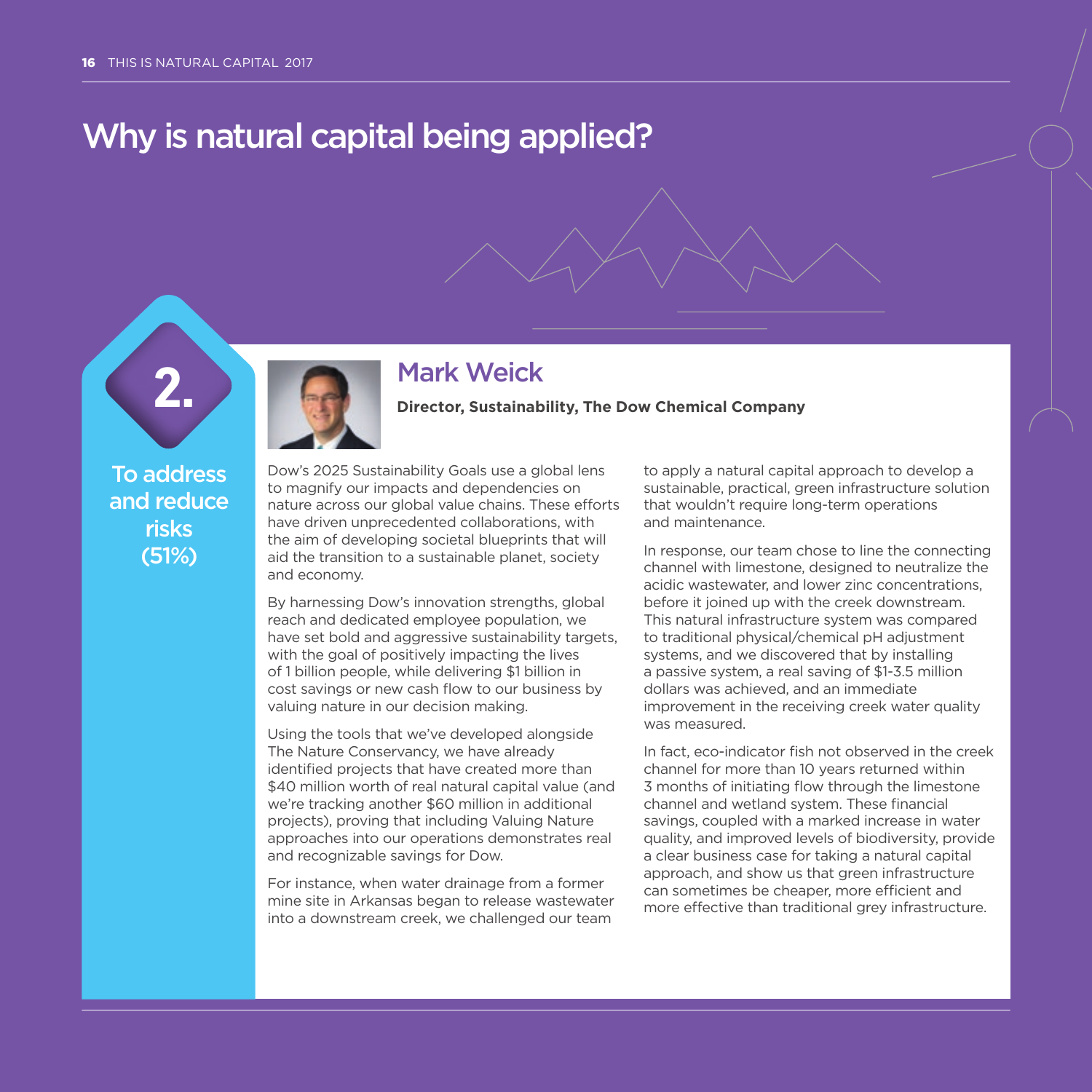# Why is natural capital being applied?

## 2.

**To address and reduce risks (51%)**

## Mark Weick

**Director, Sustainability, The Dow Chemical Company**

Dow's 2025 Sustainability Goals use a global lens to magnify our impacts and dependencies on nature across our global value chains. These efforts have driven unprecedented collaborations, with the aim of developing societal blueprints that will aid the transition to a sustainable planet, society and economy.

By harnessing Dow's innovation strengths, global reach and dedicated employee population, we have set bold and aggressive sustainability targets, with the goal of positively impacting the lives of 1 billion people, while delivering $1 billion in cost savings or new cash flow to our business by valuing nature in our decision making.

Using the tools that we've developed alongside The Nature Conservancy, we have already identified projects that have created more than $40 million worth of real natural capital value (and we're tracking another $60 million in additional projects), proving that including Valuing Nature approaches into our operations demonstrates real and recognizable savings for Dow.

For instance, when water drainage from a former mine site in Arkansas began to release wastewater into a downstream creek, we challenged our team to apply a natural capital approach to develop a sustainable, practical, green infrastructure solution that wouldn't require long-term operations and maintenance.

In response, our team chose to line the connecting channel with limestone, designed to neutralize the acidic wastewater, and lower zinc concentrations, before it joined up with the creek downstream. This natural infrastructure system was compared to traditional physical/chemical pH adjustment systems, and we discovered that by installing a passive system, a real saving of $1-3.5 million dollars was achieved, and an immediate improvement in the receiving creek water quality was measured.

In fact, eco-indicator fish not observed in the creek channel for more than 10 years returned within 3 months of initiating flow through the limestone channel and wetland system. These financial savings, coupled with a marked increase in water quality, and improved levels of biodiversity, provide a clear business case for taking a natural capital approach, and show us that green infrastructure can sometimes be cheaper, more efficient and more effective than traditional grey infrastructure.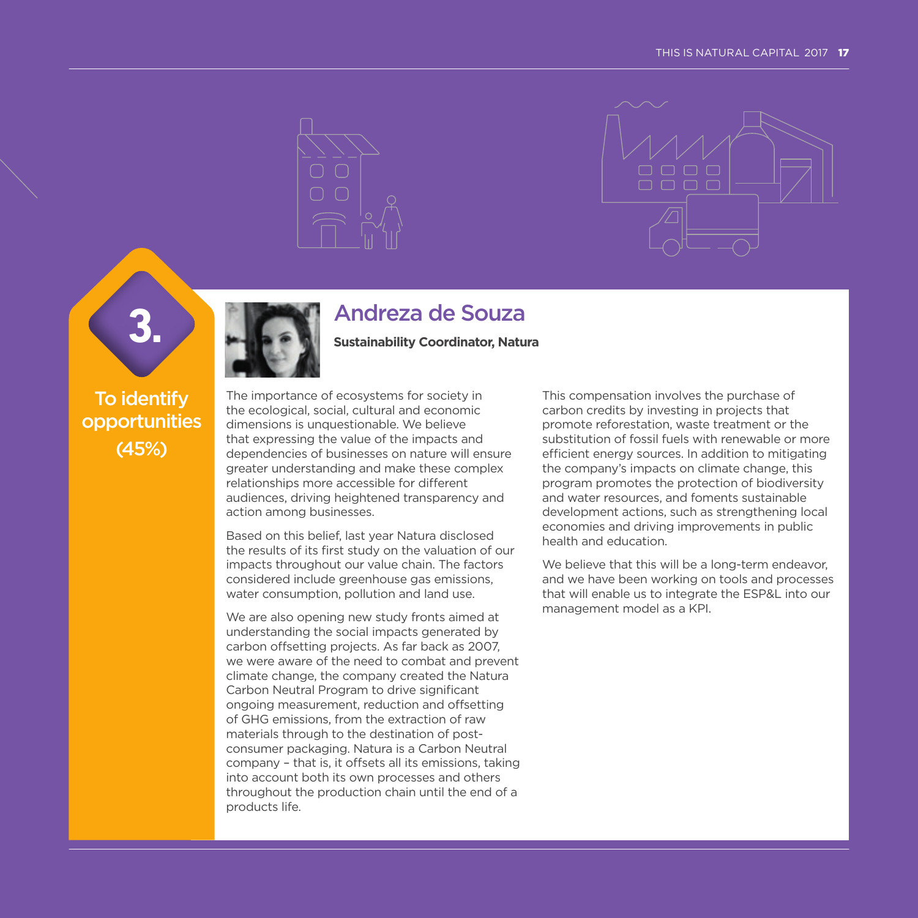## 3. To identify opportunities (45%)

## Andreza de Souza

**Sustainability Coordinator, Natura**

The importance of ecosystems for society in the ecological, social, cultural and economic dimensions is unquestionable. We believe that expressing the value of the impacts and dependencies of businesses on nature will ensure greater understanding and make these complex relationships more accessible for different audiences, driving heightened transparency and action among businesses.

Based on this belief, last year Natura disclosed the results of its first study on the valuation of our impacts throughout our value chain. The factors considered include greenhouse gas emissions, water consumption, pollution and land use.

We are also opening new study fronts aimed at understanding the social impacts generated by carbon offsetting projects. As far back as 2007, we were aware of the need to combat and prevent climate change, the company created the Natura Carbon Neutral Program to drive significant ongoing measurement, reduction and offsetting of GHG emissions, from the extraction of raw materials through to the destination of post-consumer packaging. Natura is a Carbon Neutral company – that is, it offsets all its emissions, taking into account both its own processes and others throughout the production chain until the end of a products life.

This compensation involves the purchase of carbon credits by investing in projects that promote reforestation, waste treatment or the substitution of fossil fuels with renewable or more efficient energy sources. In addition to mitigating the company's impacts on climate change, this program promotes the protection of biodiversity and water resources, and foments sustainable development actions, such as strengthening local economies and driving improvements in public health and education.

We believe that this will be a long-term endeavor, and we have been working on tools and processes that will enable us to integrate the ESP&L into our management model as a KPI.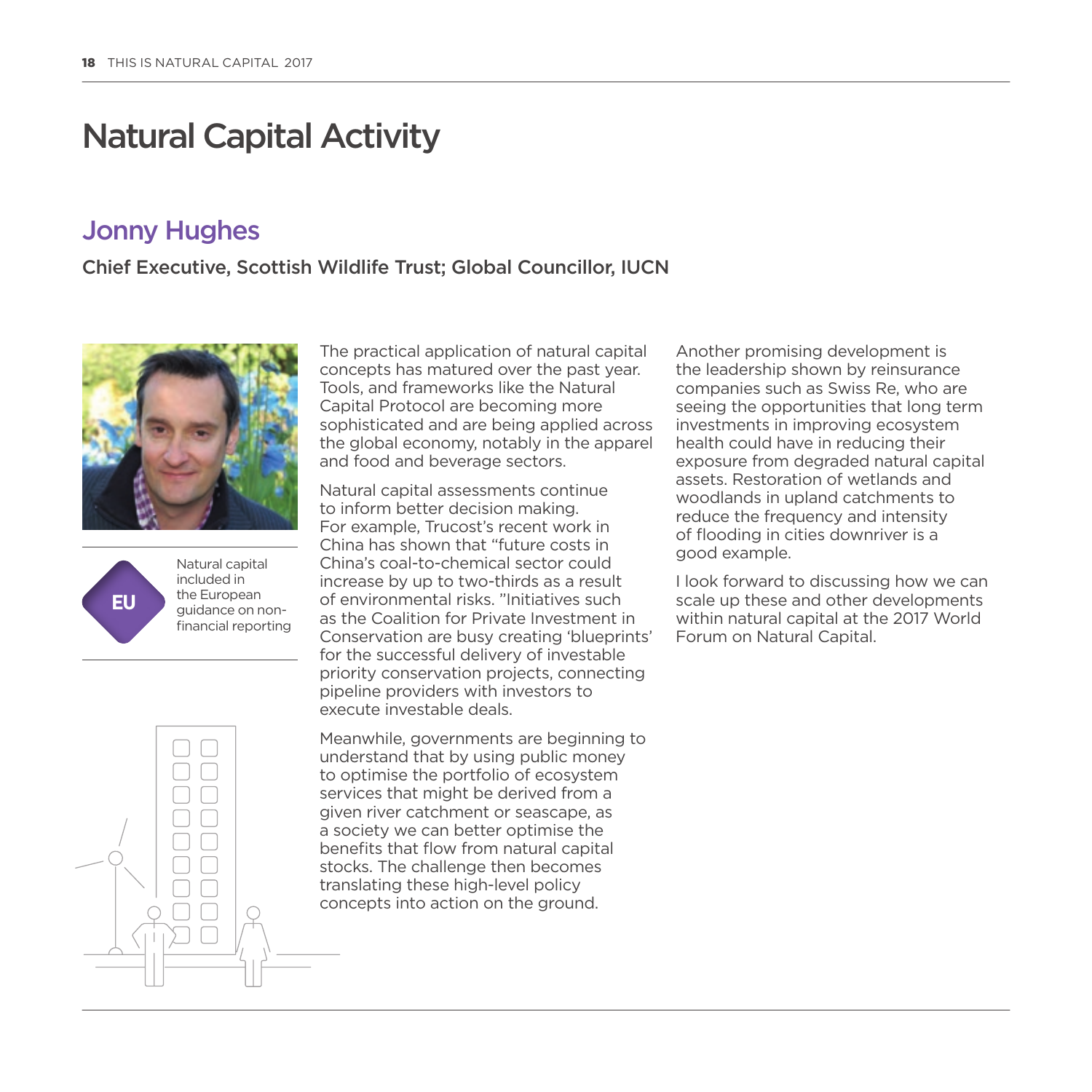# Natural Capital Activity

## Jonny Hughes

**Chief Executive, Scottish Wildlife Trust; Global Councillor, IUCN**

EU

Natural capital included in the European guidance on non-financial reporting

The practical application of natural capital concepts has matured over the past year. Tools, and frameworks like the Natural Capital Protocol are becoming more sophisticated and are being applied across the global economy, notably in the apparel and food and beverage sectors.

Natural capital assessments continue to inform better decision making. For example, Trucost's recent work in China has shown that "future costs in China's coal-to-chemical sector could increase by up to two-thirds as a result of environmental risks. "Initiatives such as the Coalition for Private Investment in Conservation are busy creating 'blueprints' for the successful delivery of investable priority conservation projects, connecting pipeline providers with investors to execute investable deals.

Meanwhile, governments are beginning to understand that by using public money to optimise the portfolio of ecosystem services that might be derived from a given river catchment or seascape, as a society we can better optimise the benefits that flow from natural capital stocks. The challenge then becomes translating these high-level policy concepts into action on the ground.

Another promising development is the leadership shown by reinsurance companies such as Swiss Re, who are seeing the opportunities that long term investments in improving ecosystem health could have in reducing their exposure from degraded natural capital assets. Restoration of wetlands and woodlands in upland catchments to reduce the frequency and intensity of flooding in cities downriver is a good example.

I look forward to discussing how we can scale up these and other developments within natural capital at the 2017 World Forum on Natural Capital.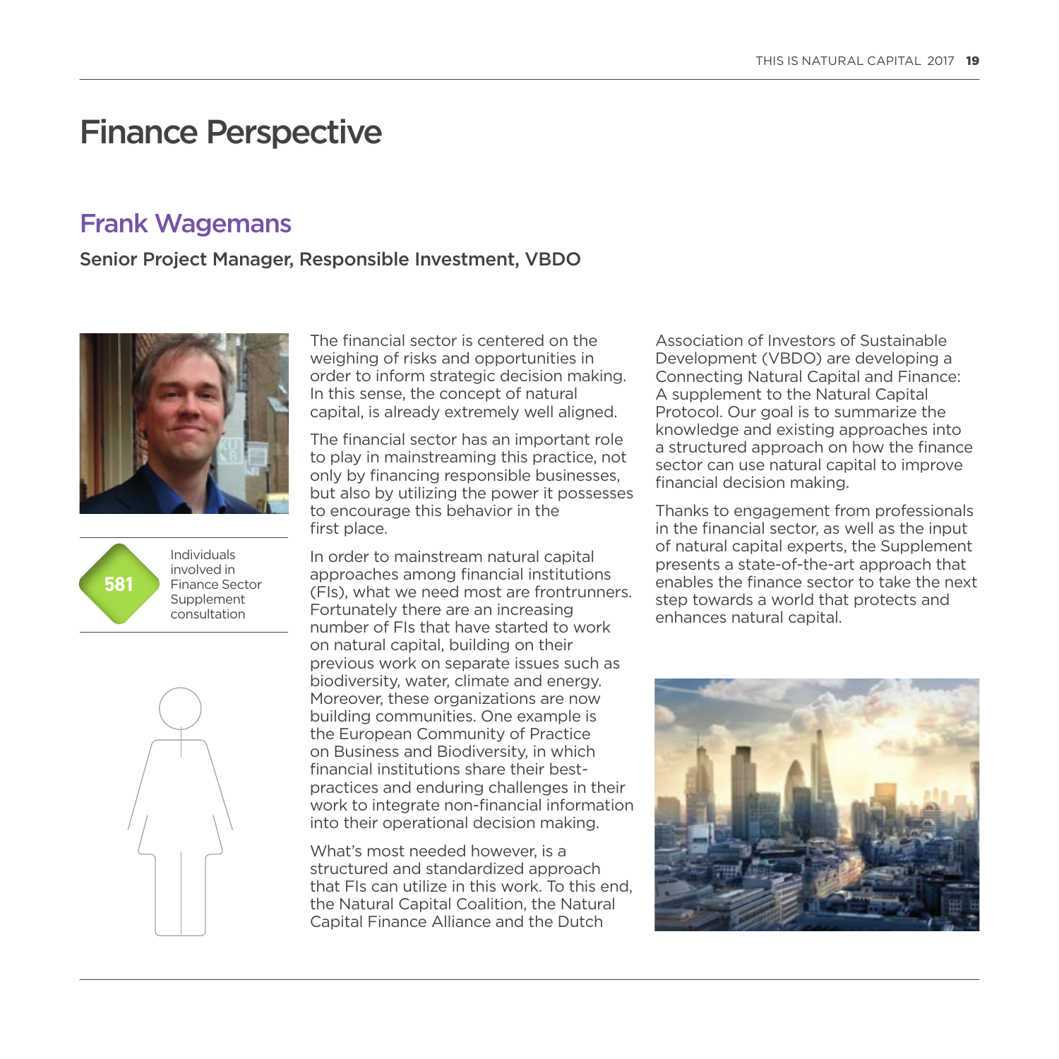# Finance Perspective

## Frank Wagemans

**Senior Project Manager, Responsible Investment, VBDO**

581 Individuals involved in Finance Sector Supplement consultation

The financial sector is centered on the weighing of risks and opportunities in order to inform strategic decision making. In this sense, the concept of natural capital, is already extremely well aligned.

The financial sector has an important role to play in mainstreaming this practice, not only by financing responsible businesses, but also by utilizing the power it possesses to encourage this behavior in the first place.

In order to mainstream natural capital approaches among financial institutions (FIs), what we need most are frontrunners. Fortunately there are an increasing number of FIs that have started to work on natural capital, building on their previous work on separate issues such as biodiversity, water, climate and energy. Moreover, these organizations are now building communities. One example is the European Community of Practice on Business and Biodiversity, in which financial institutions share their best-practices and enduring challenges in their work to integrate non-financial information into their operational decision making.

What's most needed however, is a structured and standardized approach that FIs can utilize in this work. To this end, the Natural Capital Coalition, the Natural Capital Finance Alliance and the Dutch Association of Investors of Sustainable Development (VBDO) are developing a Connecting Natural Capital and Finance: A supplement to the Natural Capital Protocol. Our goal is to summarize the knowledge and existing approaches into a structured approach on how the finance sector can use natural capital to improve financial decision making.

Thanks to engagement from professionals in the financial sector, as well as the input of natural capital experts, the Supplement presents a state-of-the-art approach that enables the finance sector to take the next step towards a world that protects and enhances natural capital.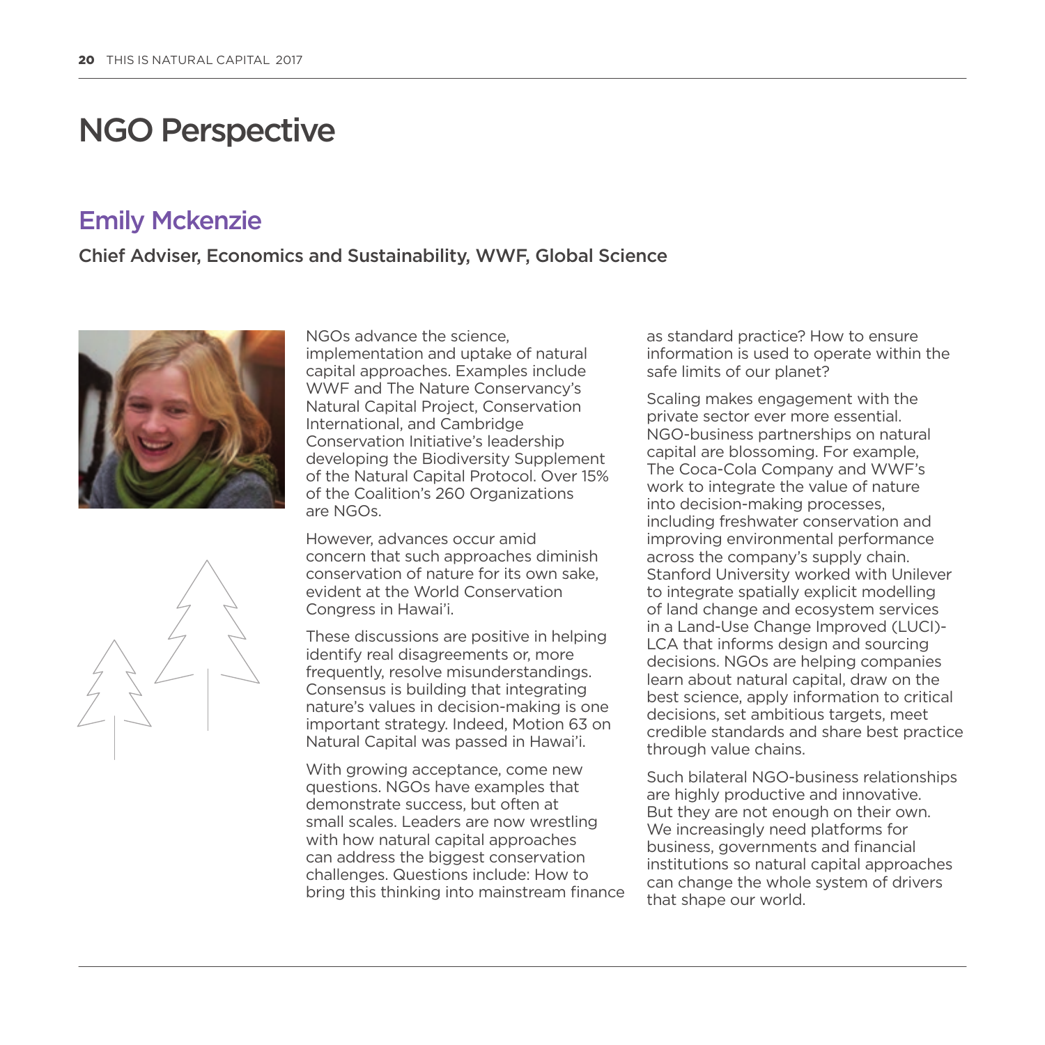# NGO Perspective

## Emily Mckenzie

**Chief Adviser, Economics and Sustainability, WWF, Global Science**

NGOs advance the science, implementation and uptake of natural capital approaches. Examples include WWF and The Nature Conservancy's Natural Capital Project, Conservation International, and Cambridge Conservation Initiative's leadership developing the Biodiversity Supplement of the Natural Capital Protocol. Over 15% of the Coalition's 260 Organizations are NGOs.

However, advances occur amid concern that such approaches diminish conservation of nature for its own sake, evident at the World Conservation Congress in Hawai'i.

These discussions are positive in helping identify real disagreements or, more frequently, resolve misunderstandings. Consensus is building that integrating nature's values in decision-making is one important strategy. Indeed, Motion 63 on Natural Capital was passed in Hawai'i.

With growing acceptance, come new questions. NGOs have examples that demonstrate success, but often at small scales. Leaders are now wrestling with how natural capital approaches can address the biggest conservation challenges. Questions include: How to bring this thinking into mainstream finance as standard practice? How to ensure information is used to operate within the safe limits of our planet?

Scaling makes engagement with the private sector ever more essential. NGO-business partnerships on natural capital are blossoming. For example, The Coca-Cola Company and WWF's work to integrate the value of nature into decision-making processes, including freshwater conservation and improving environmental performance across the company's supply chain. Stanford University worked with Unilever to integrate spatially explicit modelling of land change and ecosystem services in a Land-Use Change Improved (LUCI)-LCA that informs design and sourcing decisions. NGOs are helping companies learn about natural capital, draw on the best science, apply information to critical decisions, set ambitious targets, meet credible standards and share best practice through value chains.

Such bilateral NGO-business relationships are highly productive and innovative. But they are not enough on their own. We increasingly need platforms for business, governments and financial institutions so natural capital approaches can change the whole system of drivers that shape our world.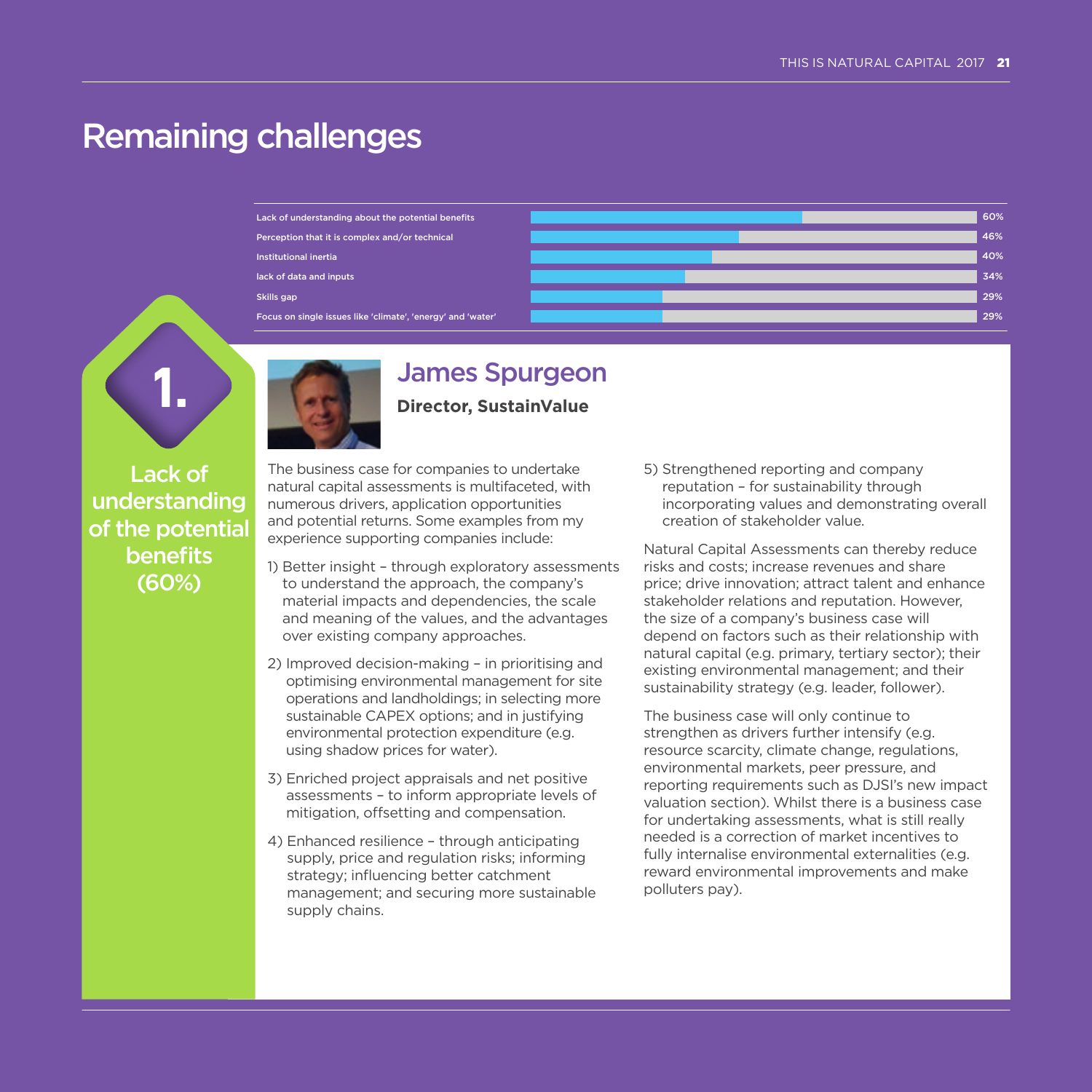# Remaining challenges

| Challenge | % |
|---|---|
| Lack of understanding about the potential benefits | 60% |
| Perception that it is complex and/or technical | 46% |
| Institutional inertia | 40% |
| lack of data and inputs | 34% |
| Skills gap | 29% |
| Focus on single issues like 'climate', 'energy' and 'water' | 29% |

## 1. Lack of understanding of the potential benefits (60%)

### James Spurgeon

**Director, SustainValue**

The business case for companies to undertake natural capital assessments is multifaceted, with numerous drivers, application opportunities and potential returns. Some examples from my experience supporting companies include:

1) Better insight – through exploratory assessments to understand the approach, the company's material impacts and dependencies, the scale and meaning of the values, and the advantages over existing company approaches.

2) Improved decision-making – in prioritising and optimising environmental management for site operations and landholdings; in selecting more sustainable CAPEX options; and in justifying environmental protection expenditure (e.g. using shadow prices for water).

3) Enriched project appraisals and net positive assessments – to inform appropriate levels of mitigation, offsetting and compensation.

4) Enhanced resilience – through anticipating supply, price and regulation risks; informing strategy; influencing better catchment management; and securing more sustainable supply chains.

5) Strengthened reporting and company reputation – for sustainability through incorporating values and demonstrating overall creation of stakeholder value.

Natural Capital Assessments can thereby reduce risks and costs; increase revenues and share price; drive innovation; attract talent and enhance stakeholder relations and reputation. However, the size of a company's business case will depend on factors such as their relationship with natural capital (e.g. primary, tertiary sector); their existing environmental management; and their sustainability strategy (e.g. leader, follower).

The business case will only continue to strengthen as drivers further intensify (e.g. resource scarcity, climate change, regulations, environmental markets, peer pressure, and reporting requirements such as DJSI's new impact valuation section). Whilst there is a business case for undertaking assessments, what is still really needed is a correction of market incentives to fully internalise environmental externalities (e.g. reward environmental improvements and make polluters pay).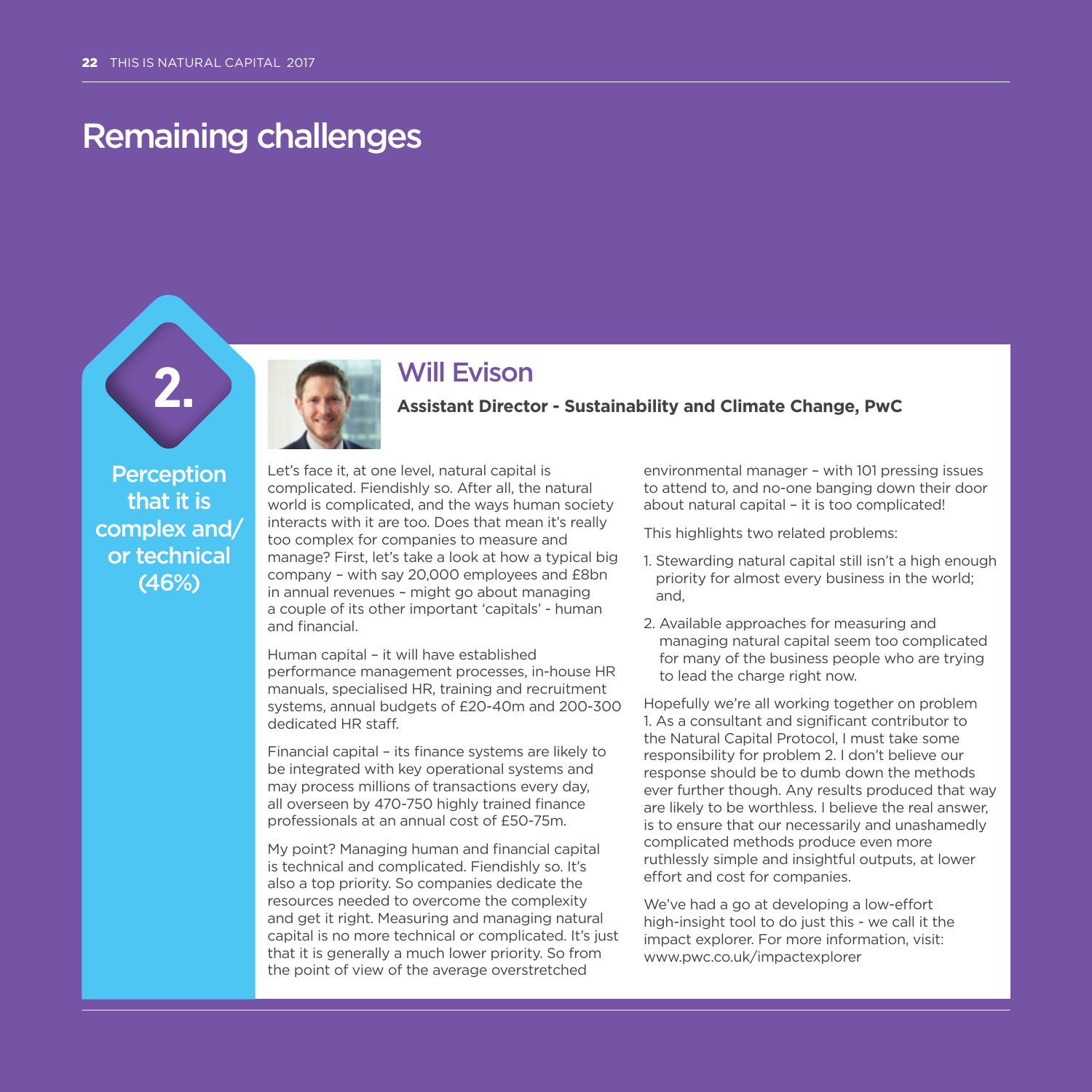# Remaining challenges

## 2.

**Perception that it is complex and/ or technical (46%)**

## Will Evison

**Assistant Director - Sustainability and Climate Change, PwC**

Let's face it, at one level, natural capital is complicated. Fiendishly so. After all, the natural world is complicated, and the ways human society interacts with it are too. Does that mean it's really too complex for companies to measure and manage? First, let's take a look at how a typical big company – with say 20,000 employees and £8bn in annual revenues – might go about managing a couple of its other important 'capitals' - human and financial.

Human capital – it will have established performance management processes, in-house HR manuals, specialised HR, training and recruitment systems, annual budgets of £20-40m and 200-300 dedicated HR staff.

Financial capital – its finance systems are likely to be integrated with key operational systems and may process millions of transactions every day, all overseen by 470-750 highly trained finance professionals at an annual cost of £50-75m.

My point? Managing human and financial capital is technical and complicated. Fiendishly so. It's also a top priority. So companies dedicate the resources needed to overcome the complexity and get it right. Measuring and managing natural capital is no more technical or complicated. It's just that it is generally a much lower priority. So from the point of view of the average overstretched environmental manager – with 101 pressing issues to attend to, and no-one banging down their door about natural capital – it is too complicated!

This highlights two related problems:

1. Stewarding natural capital still isn't a high enough priority for almost every business in the world; and,
2. Available approaches for measuring and managing natural capital seem too complicated for many of the business people who are trying to lead the charge right now.

Hopefully we're all working together on problem 1. As a consultant and significant contributor to the Natural Capital Protocol, I must take some responsibility for problem 2. I don't believe our response should be to dumb down the methods ever further though. Any results produced that way are likely to be worthless. I believe the real answer, is to ensure that our necessarily and unashamedly complicated methods produce even more ruthlessly simple and insightful outputs, at lower effort and cost for companies.

We've had a go at developing a low-effort high-insight tool to do just this - we call it the impact explorer. For more information, visit: www.pwc.co.uk/impactexplorer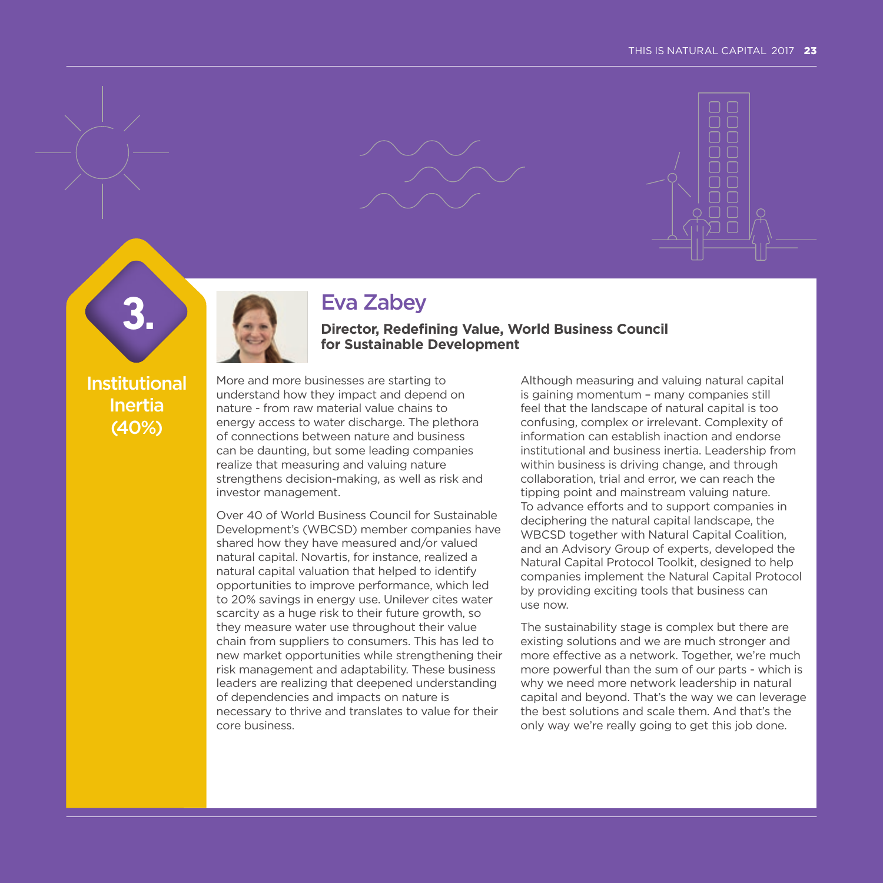## 3. Institutional Inertia (40%)

# Eva Zabey

**Director, Redefining Value, World Business Council for Sustainable Development**

More and more businesses are starting to understand how they impact and depend on nature - from raw material value chains to energy access to water discharge. The plethora of connections between nature and business can be daunting, but some leading companies realize that measuring and valuing nature strengthens decision-making, as well as risk and investor management.

Over 40 of World Business Council for Sustainable Development's (WBCSD) member companies have shared how they have measured and/or valued natural capital. Novartis, for instance, realized a natural capital valuation that helped to identify opportunities to improve performance, which led to 20% savings in energy use. Unilever cites water scarcity as a huge risk to their future growth, so they measure water use throughout their value chain from suppliers to consumers. This has led to new market opportunities while strengthening their risk management and adaptability. These business leaders are realizing that deepened understanding of dependencies and impacts on nature is necessary to thrive and translates to value for their core business.

Although measuring and valuing natural capital is gaining momentum – many companies still feel that the landscape of natural capital is too confusing, complex or irrelevant. Complexity of information can establish inaction and endorse institutional and business inertia. Leadership from within business is driving change, and through collaboration, trial and error, we can reach the tipping point and mainstream valuing nature. To advance efforts and to support companies in deciphering the natural capital landscape, the WBCSD together with Natural Capital Coalition, and an Advisory Group of experts, developed the Natural Capital Protocol Toolkit, designed to help companies implement the Natural Capital Protocol by providing exciting tools that business can use now.

The sustainability stage is complex but there are existing solutions and we are much stronger and more effective as a network. Together, we're much more powerful than the sum of our parts - which is why we need more network leadership in natural capital and beyond. That's the way we can leverage the best solutions and scale them. And that's the only way we're really going to get this job done.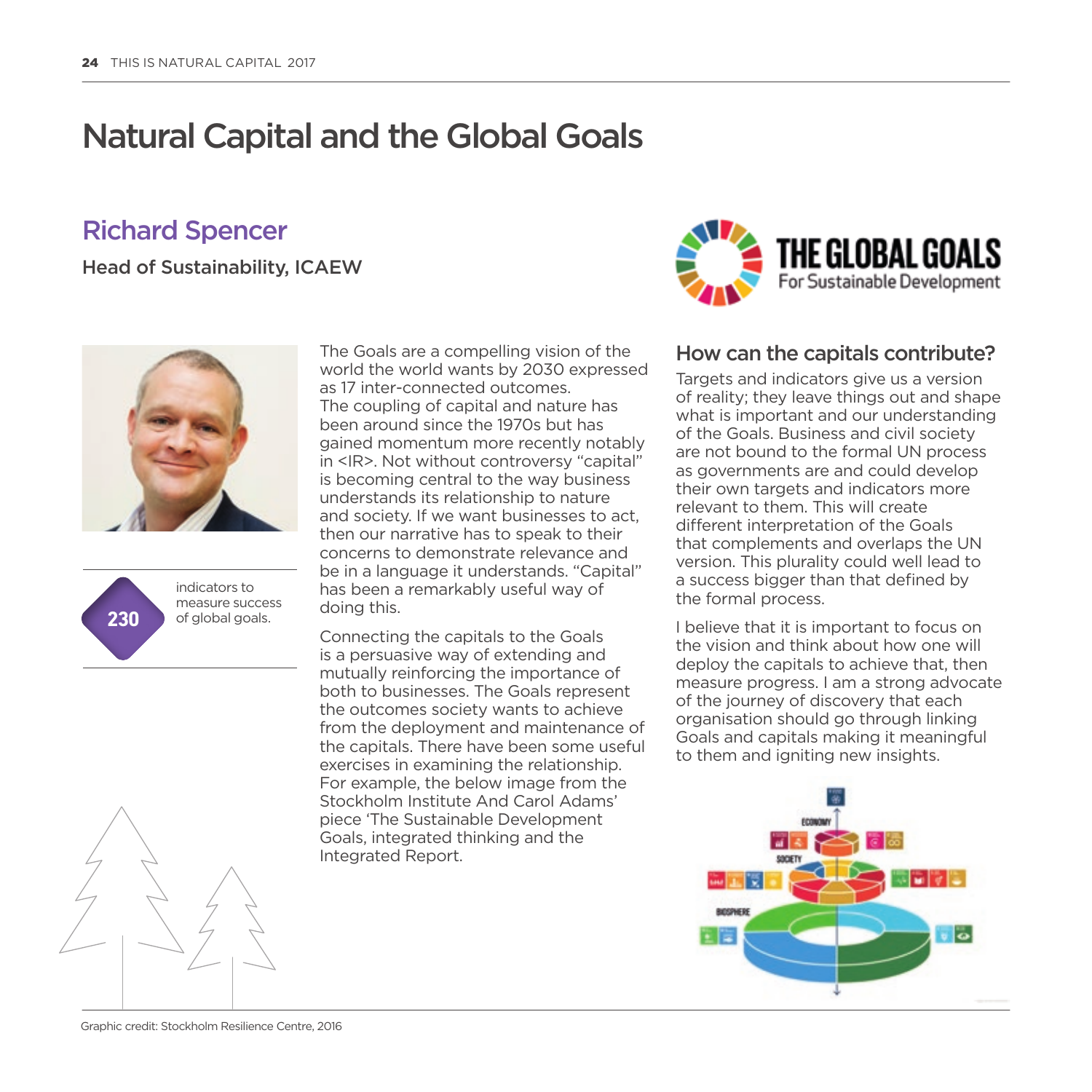# Natural Capital and the Global Goals

## Richard Spencer

**Head of Sustainability, ICAEW**

**230** indicators to measure success of global goals.

The Goals are a compelling vision of the world the world wants by 2030 expressed as 17 inter-connected outcomes. The coupling of capital and nature has been around since the 1970s but has gained momentum more recently notably in <IR>. Not without controversy "capital" is becoming central to the way business understands its relationship to nature and society. If we want businesses to act, then our narrative has to speak to their concerns to demonstrate relevance and be in a language it understands. "Capital" has been a remarkably useful way of doing this.

Connecting the capitals to the Goals is a persuasive way of extending and mutually reinforcing the importance of both to businesses. The Goals represent the outcomes society wants to achieve from the deployment and maintenance of the capitals. There have been some useful exercises in examining the relationship. For example, the below image from the Stockholm Institute And Carol Adams' piece 'The Sustainable Development Goals, integrated thinking and the Integrated Report.

THE GLOBAL GOALS
For Sustainable Development

### How can the capitals contribute?

Targets and indicators give us a version of reality; they leave things out and shape what is important and our understanding of the Goals. Business and civil society are not bound to the formal UN process as governments are and could develop their own targets and indicators more relevant to them. This will create different interpretation of the Goals that complements and overlaps the UN version. This plurality could well lead to a success bigger than that defined by the formal process.

I believe that it is important to focus on the vision and think about how one will deploy the capitals to achieve that, then measure progress. I am a strong advocate of the journey of discovery that each organisation should go through linking Goals and capitals making it meaningful to them and igniting new insights.

Graphic credit: Stockholm Resilience Centre, 2016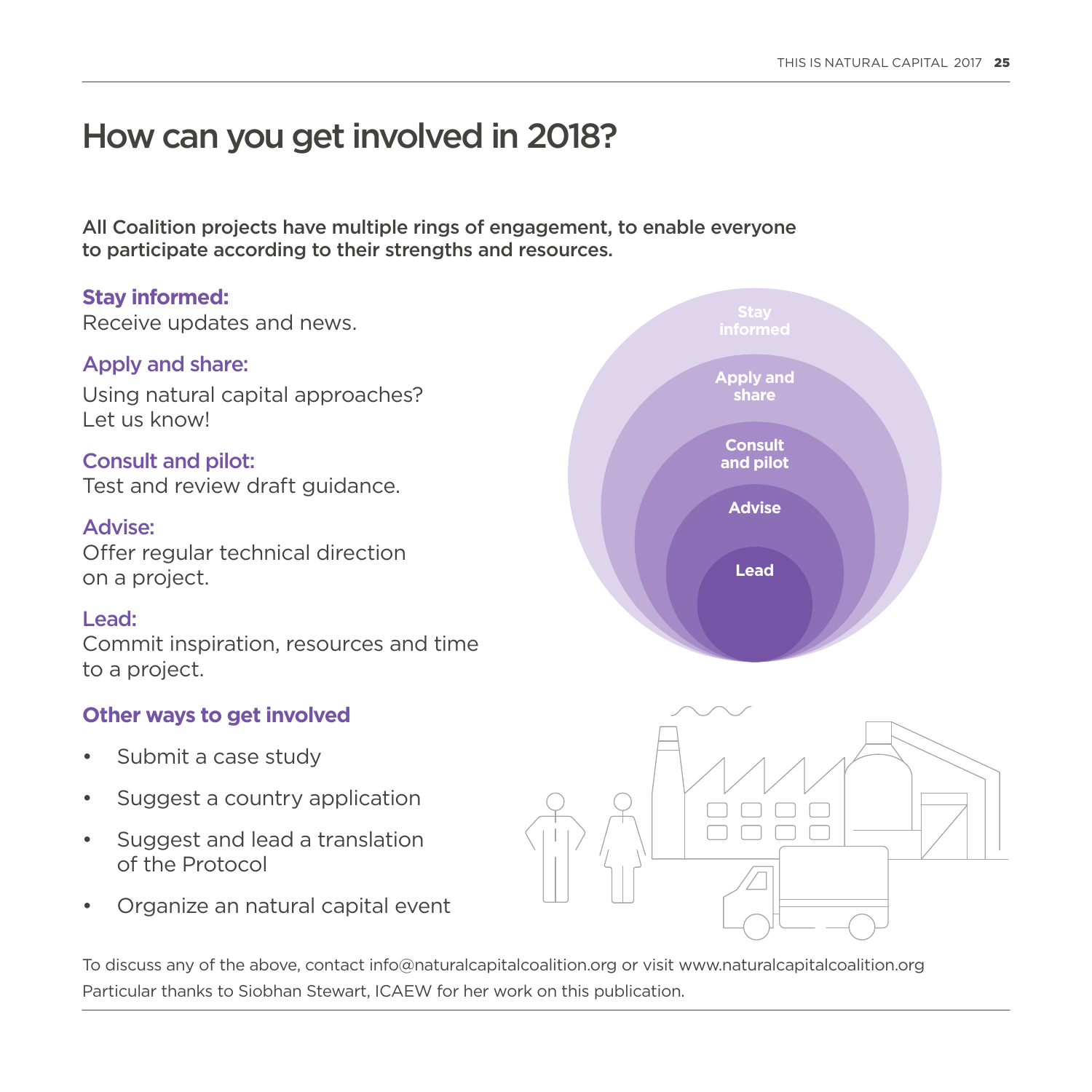# How can you get involved in 2018?

**All Coalition projects have multiple rings of engagement, to enable everyone to participate according to their strengths and resources.**

**Stay informed:**
Receive updates and news.

**Apply and share:**
Using natural capital approaches? Let us know!

**Consult and pilot:**
Test and review draft guidance.

**Advise:**
Offer regular technical direction on a project.

**Lead:**
Commit inspiration, resources and time to a project.

### Other ways to get involved

- Submit a case study
- Suggest a country application
- Suggest and lead a translation of the Protocol
- Organize an natural capital event

To discuss any of the above, contact info@naturalcapitalcoalition.org or visit www.naturalcapitalcoalition.org
Particular thanks to Siobhan Stewart, ICAEW for her work on this publication.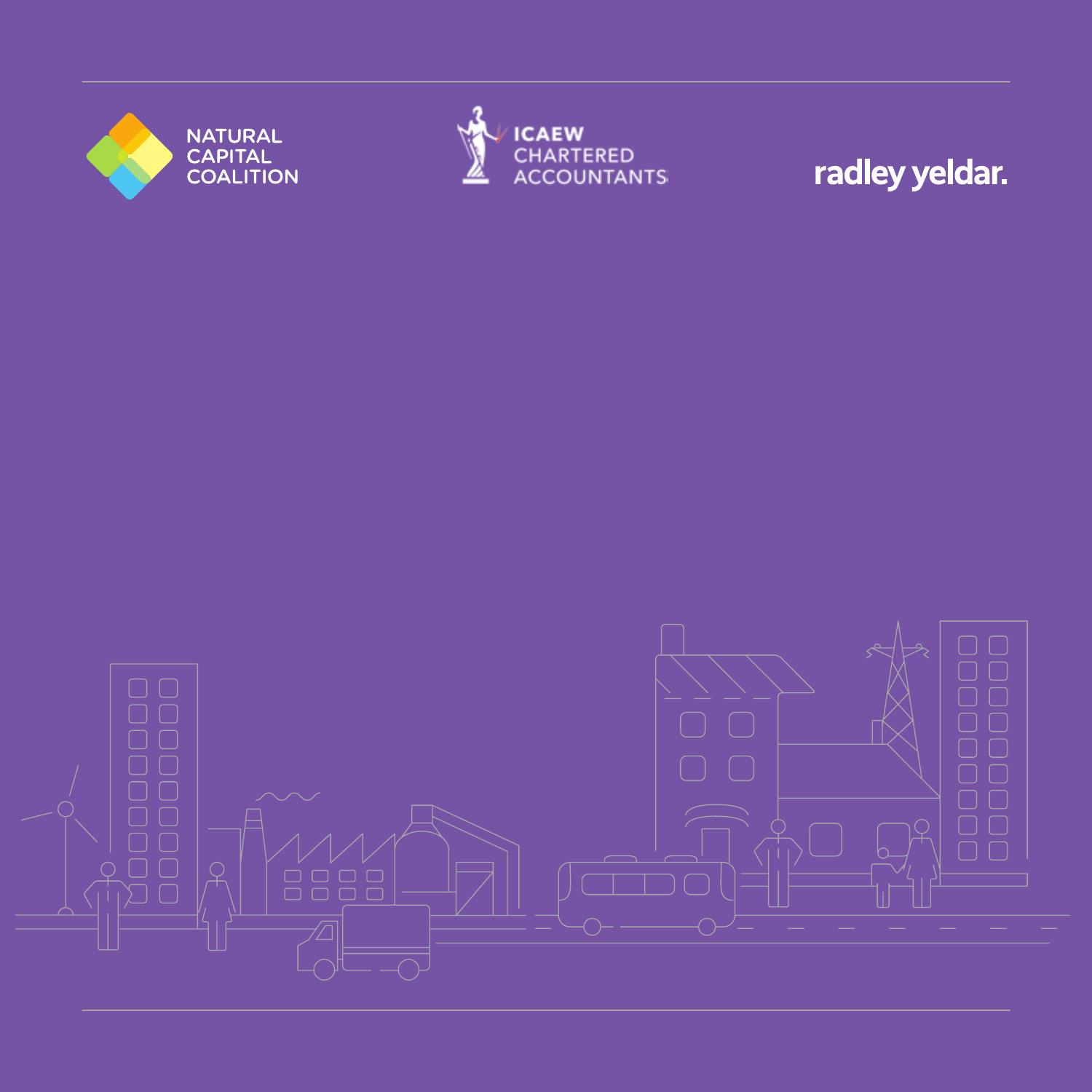NATURAL CAPITAL COALITION

ICAEW CHARTERED ACCOUNTANTS

radley yeldar.